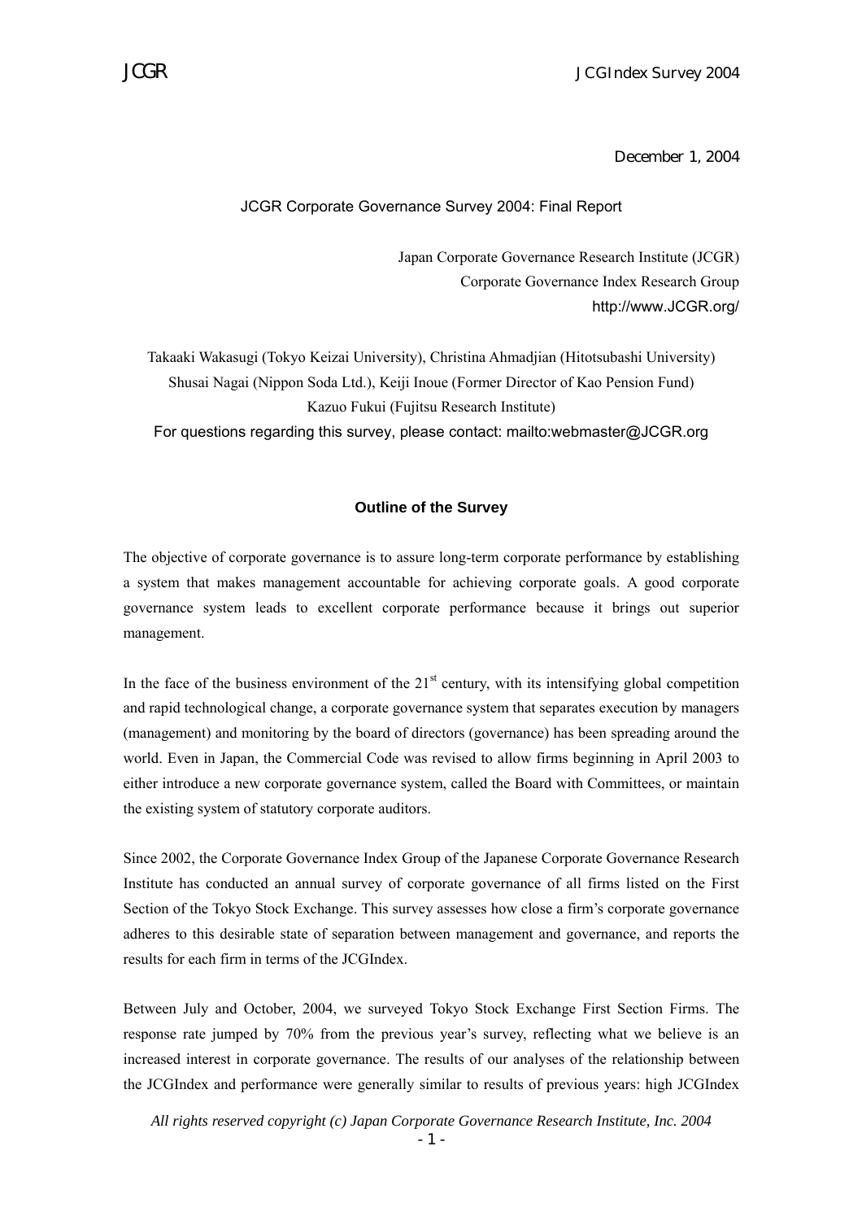December 1, 2004

# JCGR Corporate Governance Survey 2004: Final Report

Japan Corporate Governance Research Institute (JCGR)
Corporate Governance Index Research Group
http://www.JCGR.org/

Takaaki Wakasugi (Tokyo Keizai University), Christina Ahmadjian (Hitotsubashi University)
Shusai Nagai (Nippon Soda Ltd.), Keiji Inoue (Former Director of Kao Pension Fund)
Kazuo Fukui (Fujitsu Research Institute)
For questions regarding this survey, please contact: mailto:webmaster@JCGR.org

## Outline of the Survey

The objective of corporate governance is to assure long-term corporate performance by establishing a system that makes management accountable for achieving corporate goals. A good corporate governance system leads to excellent corporate performance because it brings out superior management.

In the face of the business environment of the 21st century, with its intensifying global competition and rapid technological change, a corporate governance system that separates execution by managers (management) and monitoring by the board of directors (governance) has been spreading around the world. Even in Japan, the Commercial Code was revised to allow firms beginning in April 2003 to either introduce a new corporate governance system, called the Board with Committees, or maintain the existing system of statutory corporate auditors.

Since 2002, the Corporate Governance Index Group of the Japanese Corporate Governance Research Institute has conducted an annual survey of corporate governance of all firms listed on the First Section of the Tokyo Stock Exchange. This survey assesses how close a firm's corporate governance adheres to this desirable state of separation between management and governance, and reports the results for each firm in terms of the JCGIndex.

Between July and October, 2004, we surveyed Tokyo Stock Exchange First Section Firms. The response rate jumped by 70% from the previous year's survey, reflecting what we believe is an increased interest in corporate governance. The results of our analyses of the relationship between the JCGIndex and performance were generally similar to results of previous years: high JCGIndex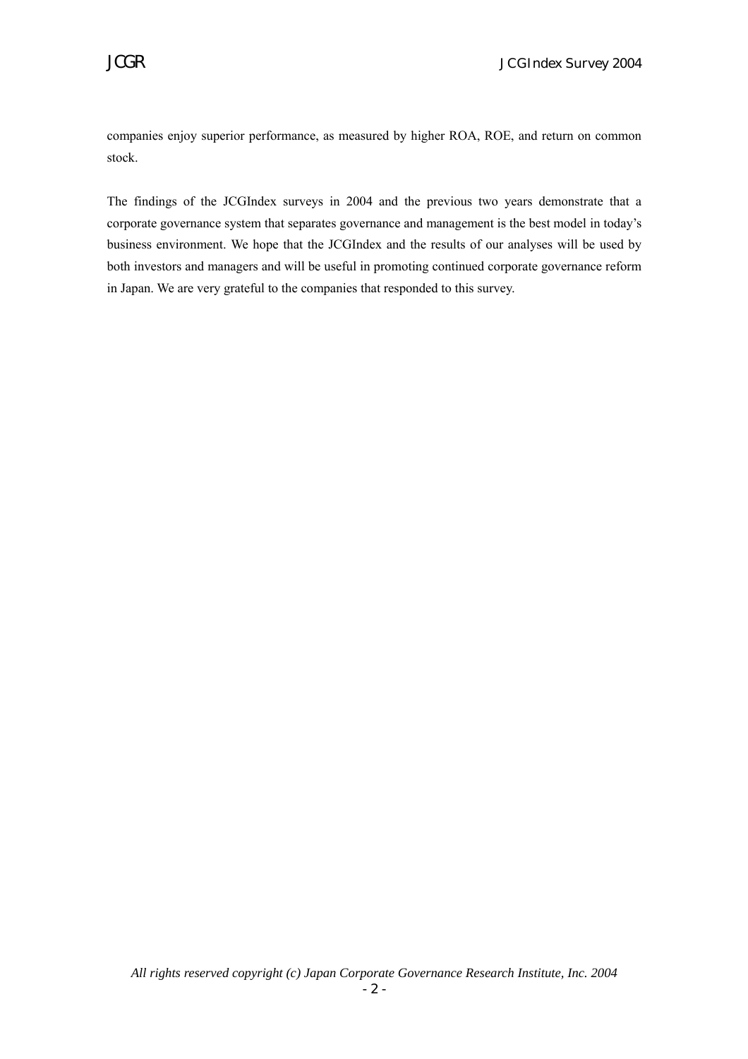companies enjoy superior performance, as measured by higher ROA, ROE, and return on common stock.

The findings of the JCGIndex surveys in 2004 and the previous two years demonstrate that a corporate governance system that separates governance and management is the best model in today's business environment. We hope that the JCGIndex and the results of our analyses will be used by both investors and managers and will be useful in promoting continued corporate governance reform in Japan. We are very grateful to the companies that responded to this survey.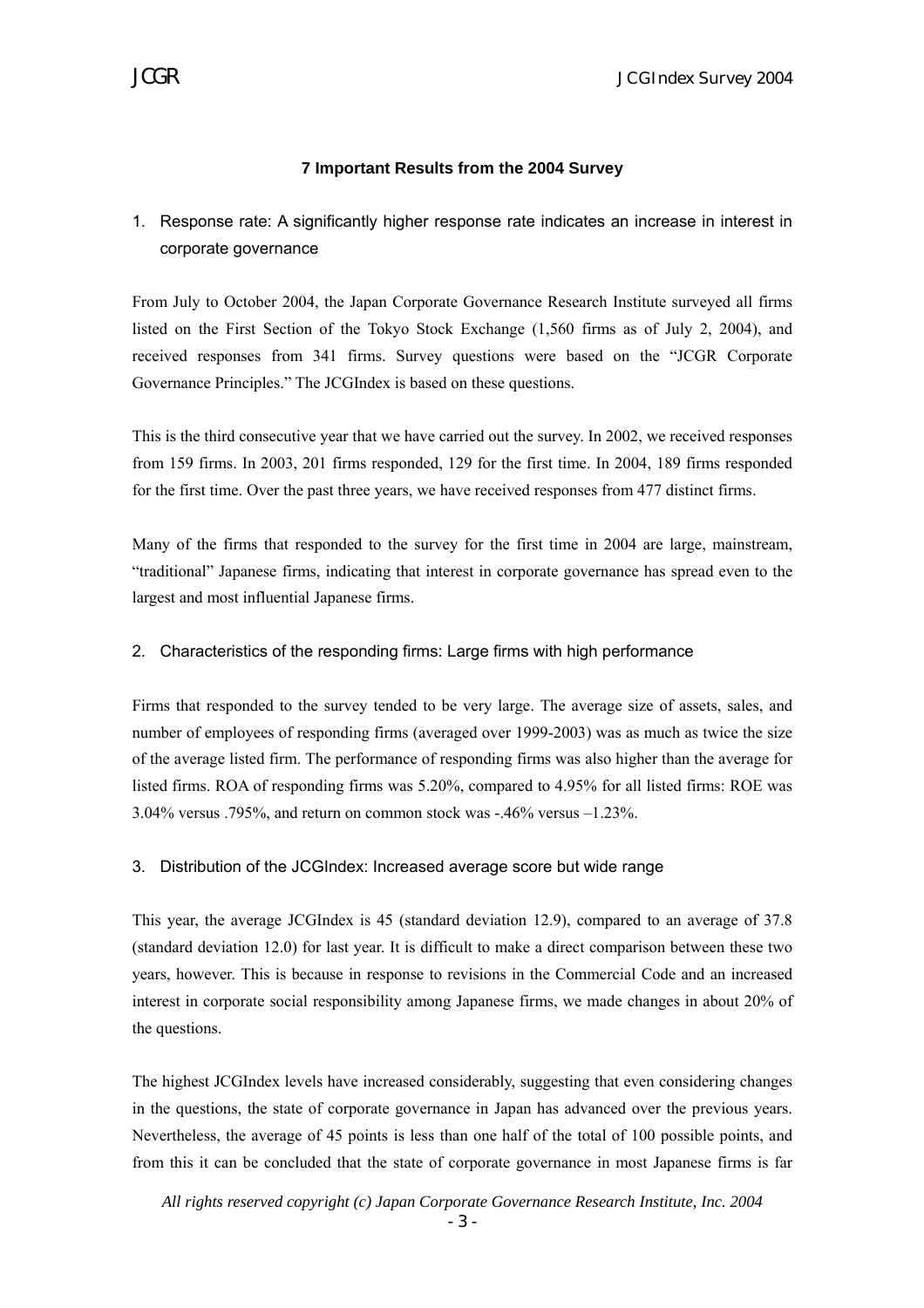## 7 Important Results from the 2004 Survey

1. Response rate: A significantly higher response rate indicates an increase in interest in corporate governance

From July to October 2004, the Japan Corporate Governance Research Institute surveyed all firms listed on the First Section of the Tokyo Stock Exchange (1,560 firms as of July 2, 2004), and received responses from 341 firms. Survey questions were based on the "JCGR Corporate Governance Principles." The JCGIndex is based on these questions.

This is the third consecutive year that we have carried out the survey. In 2002, we received responses from 159 firms. In 2003, 201 firms responded, 129 for the first time. In 2004, 189 firms responded for the first time. Over the past three years, we have received responses from 477 distinct firms.

Many of the firms that responded to the survey for the first time in 2004 are large, mainstream, "traditional" Japanese firms, indicating that interest in corporate governance has spread even to the largest and most influential Japanese firms.

2. Characteristics of the responding firms: Large firms with high performance

Firms that responded to the survey tended to be very large. The average size of assets, sales, and number of employees of responding firms (averaged over 1999-2003) was as much as twice the size of the average listed firm. The performance of responding firms was also higher than the average for listed firms. ROA of responding firms was 5.20%, compared to 4.95% for all listed firms: ROE was 3.04% versus .795%, and return on common stock was -.46% versus –1.23%.

3. Distribution of the JCGIndex: Increased average score but wide range

This year, the average JCGIndex is 45 (standard deviation 12.9), compared to an average of 37.8 (standard deviation 12.0) for last year. It is difficult to make a direct comparison between these two years, however. This is because in response to revisions in the Commercial Code and an increased interest in corporate social responsibility among Japanese firms, we made changes in about 20% of the questions.

The highest JCGIndex levels have increased considerably, suggesting that even considering changes in the questions, the state of corporate governance in Japan has advanced over the previous years. Nevertheless, the average of 45 points is less than one half of the total of 100 possible points, and from this it can be concluded that the state of corporate governance in most Japanese firms is far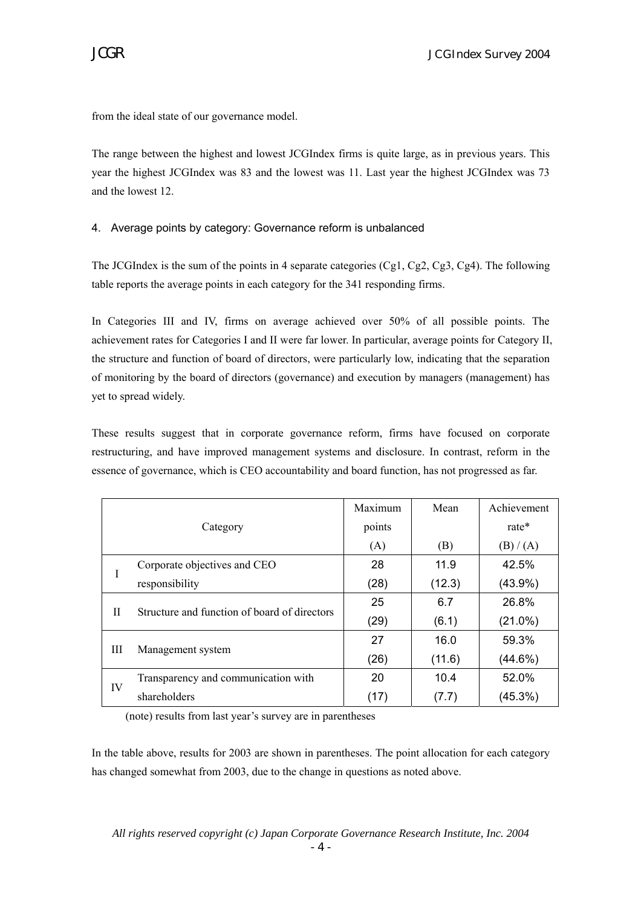from the ideal state of our governance model.

The range between the highest and lowest JCGIndex firms is quite large, as in previous years. This year the highest JCGIndex was 83 and the lowest was 11. Last year the highest JCGIndex was 73 and the lowest 12.

### 4. Average points by category: Governance reform is unbalanced

The JCGIndex is the sum of the points in 4 separate categories (Cg1, Cg2, Cg3, Cg4). The following table reports the average points in each category for the 341 responding firms.

In Categories III and IV, firms on average achieved over 50% of all possible points. The achievement rates for Categories I and II were far lower. In particular, average points for Category II, the structure and function of board of directors, were particularly low, indicating that the separation of monitoring by the board of directors (governance) and execution by managers (management) has yet to spread widely.

These results suggest that in corporate governance reform, firms have focused on corporate restructuring, and have improved management systems and disclosure. In contrast, reform in the essence of governance, which is CEO accountability and board function, has not progressed as far.

| | Category | Maximum points (A) | Mean (B) | Achievement rate* (B) / (A) |
|---|---|---|---|---|
| I | Corporate objectives and CEO responsibility | 28<br>(28) | 11.9<br>(12.3) | 42.5%<br>(43.9%) |
| II | Structure and function of board of directors | 25<br>(29) | 6.7<br>(6.1) | 26.8%<br>(21.0%) |
| III | Management system | 27<br>(26) | 16.0<br>(11.6) | 59.3%<br>(44.6%) |
| IV | Transparency and communication with shareholders | 20<br>(17) | 10.4<br>(7.7) | 52.0%<br>(45.3%) |

(note) results from last year's survey are in parentheses

In the table above, results for 2003 are shown in parentheses. The point allocation for each category has changed somewhat from 2003, due to the change in questions as noted above.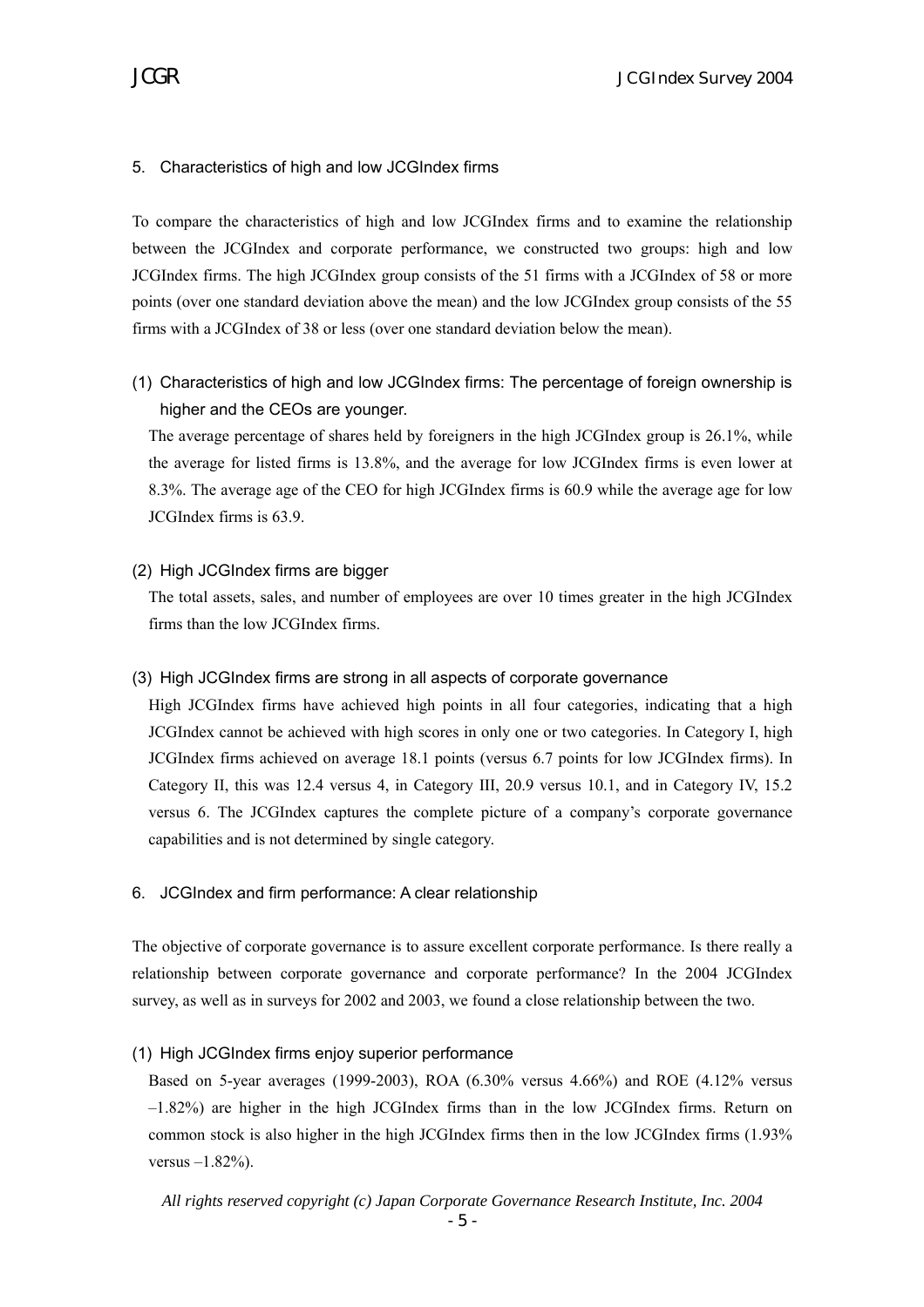## 5. Characteristics of high and low JCGIndex firms

To compare the characteristics of high and low JCGIndex firms and to examine the relationship between the JCGIndex and corporate performance, we constructed two groups: high and low JCGIndex firms. The high JCGIndex group consists of the 51 firms with a JCGIndex of 58 or more points (over one standard deviation above the mean) and the low JCGIndex group consists of the 55 firms with a JCGIndex of 38 or less (over one standard deviation below the mean).

### (1) Characteristics of high and low JCGIndex firms: The percentage of foreign ownership is higher and the CEOs are younger.

The average percentage of shares held by foreigners in the high JCGIndex group is 26.1%, while the average for listed firms is 13.8%, and the average for low JCGIndex firms is even lower at 8.3%. The average age of the CEO for high JCGIndex firms is 60.9 while the average age for low JCGIndex firms is 63.9.

### (2) High JCGIndex firms are bigger

The total assets, sales, and number of employees are over 10 times greater in the high JCGIndex firms than the low JCGIndex firms.

### (3) High JCGIndex firms are strong in all aspects of corporate governance

High JCGIndex firms have achieved high points in all four categories, indicating that a high JCGIndex cannot be achieved with high scores in only one or two categories. In Category I, high JCGIndex firms achieved on average 18.1 points (versus 6.7 points for low JCGIndex firms). In Category II, this was 12.4 versus 4, in Category III, 20.9 versus 10.1, and in Category IV, 15.2 versus 6. The JCGIndex captures the complete picture of a company's corporate governance capabilities and is not determined by single category.

## 6. JCGIndex and firm performance: A clear relationship

The objective of corporate governance is to assure excellent corporate performance. Is there really a relationship between corporate governance and corporate performance? In the 2004 JCGIndex survey, as well as in surveys for 2002 and 2003, we found a close relationship between the two.

### (1) High JCGIndex firms enjoy superior performance

Based on 5-year averages (1999-2003), ROA (6.30% versus 4.66%) and ROE (4.12% versus –1.82%) are higher in the high JCGIndex firms than in the low JCGIndex firms. Return on common stock is also higher in the high JCGIndex firms then in the low JCGIndex firms (1.93% versus –1.82%).

*All rights reserved copyright (c) Japan Corporate Governance Research Institute, Inc. 2004*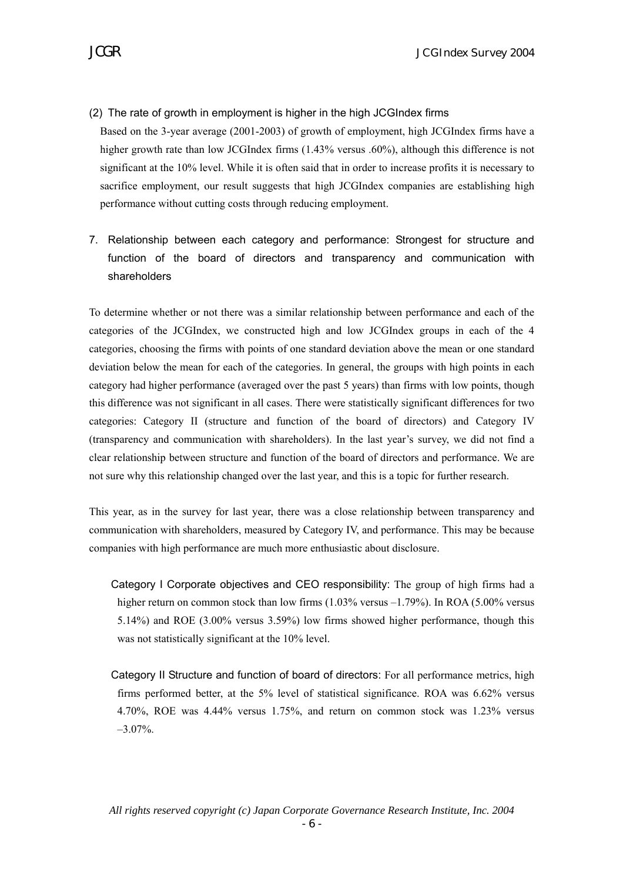(2) The rate of growth in employment is higher in the high JCGIndex firms

Based on the 3-year average (2001-2003) of growth of employment, high JCGIndex firms have a higher growth rate than low JCGIndex firms (1.43% versus .60%), although this difference is not significant at the 10% level. While it is often said that in order to increase profits it is necessary to sacrifice employment, our result suggests that high JCGIndex companies are establishing high performance without cutting costs through reducing employment.

## 7. Relationship between each category and performance: Strongest for structure and function of the board of directors and transparency and communication with shareholders

To determine whether or not there was a similar relationship between performance and each of the categories of the JCGIndex, we constructed high and low JCGIndex groups in each of the 4 categories, choosing the firms with points of one standard deviation above the mean or one standard deviation below the mean for each of the categories. In general, the groups with high points in each category had higher performance (averaged over the past 5 years) than firms with low points, though this difference was not significant in all cases. There were statistically significant differences for two categories: Category II (structure and function of the board of directors) and Category IV (transparency and communication with shareholders). In the last year's survey, we did not find a clear relationship between structure and function of the board of directors and performance. We are not sure why this relationship changed over the last year, and this is a topic for further research.

This year, as in the survey for last year, there was a close relationship between transparency and communication with shareholders, measured by Category IV, and performance. This may be because companies with high performance are much more enthusiastic about disclosure.

Category I Corporate objectives and CEO responsibility: The group of high firms had a higher return on common stock than low firms (1.03% versus –1.79%). In ROA (5.00% versus 5.14%) and ROE (3.00% versus 3.59%) low firms showed higher performance, though this was not statistically significant at the 10% level.

Category II Structure and function of board of directors: For all performance metrics, high firms performed better, at the 5% level of statistical significance. ROA was 6.62% versus 4.70%, ROE was 4.44% versus 1.75%, and return on common stock was 1.23% versus –3.07%.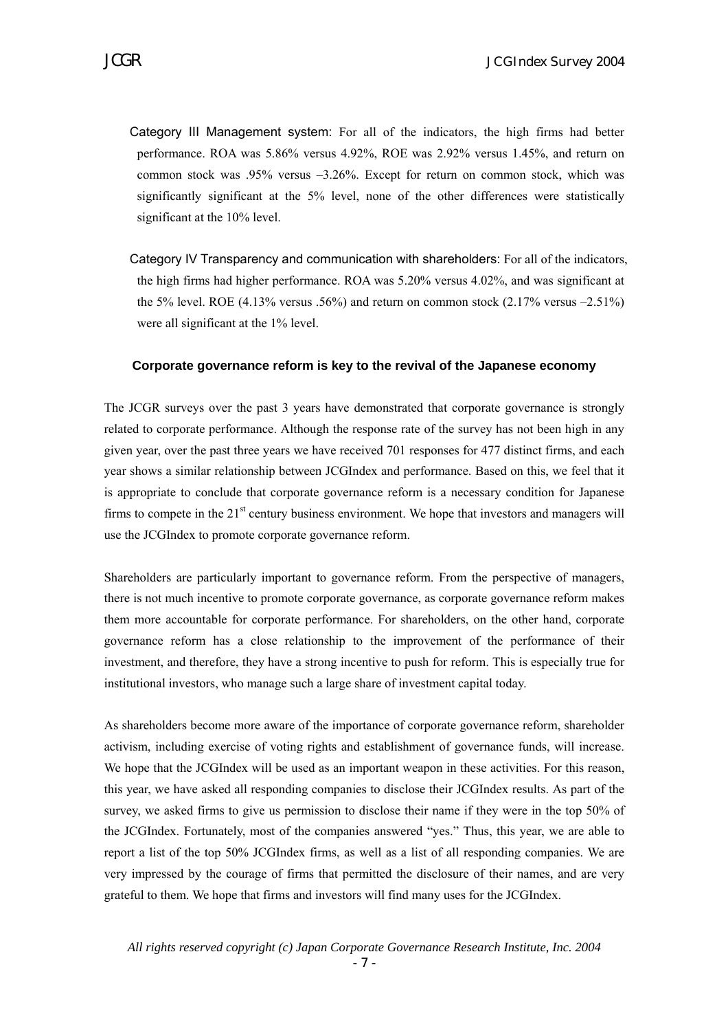Category III Management system: For all of the indicators, the high firms had better performance. ROA was 5.86% versus 4.92%, ROE was 2.92% versus 1.45%, and return on common stock was .95% versus –3.26%. Except for return on common stock, which was significantly significant at the 5% level, none of the other differences were statistically significant at the 10% level.

Category IV Transparency and communication with shareholders: For all of the indicators, the high firms had higher performance. ROA was 5.20% versus 4.02%, and was significant at the 5% level. ROE (4.13% versus .56%) and return on common stock (2.17% versus –2.51%) were all significant at the 1% level.

### Corporate governance reform is key to the revival of the Japanese economy

The JCGR surveys over the past 3 years have demonstrated that corporate governance is strongly related to corporate performance. Although the response rate of the survey has not been high in any given year, over the past three years we have received 701 responses for 477 distinct firms, and each year shows a similar relationship between JCGIndex and performance. Based on this, we feel that it is appropriate to conclude that corporate governance reform is a necessary condition for Japanese firms to compete in the 21st century business environment. We hope that investors and managers will use the JCGIndex to promote corporate governance reform.

Shareholders are particularly important to governance reform. From the perspective of managers, there is not much incentive to promote corporate governance, as corporate governance reform makes them more accountable for corporate performance. For shareholders, on the other hand, corporate governance reform has a close relationship to the improvement of the performance of their investment, and therefore, they have a strong incentive to push for reform. This is especially true for institutional investors, who manage such a large share of investment capital today.

As shareholders become more aware of the importance of corporate governance reform, shareholder activism, including exercise of voting rights and establishment of governance funds, will increase. We hope that the JCGIndex will be used as an important weapon in these activities. For this reason, this year, we have asked all responding companies to disclose their JCGIndex results. As part of the survey, we asked firms to give us permission to disclose their name if they were in the top 50% of the JCGIndex. Fortunately, most of the companies answered "yes." Thus, this year, we are able to report a list of the top 50% JCGIndex firms, as well as a list of all responding companies. We are very impressed by the courage of firms that permitted the disclosure of their names, and are very grateful to them. We hope that firms and investors will find many uses for the JCGIndex.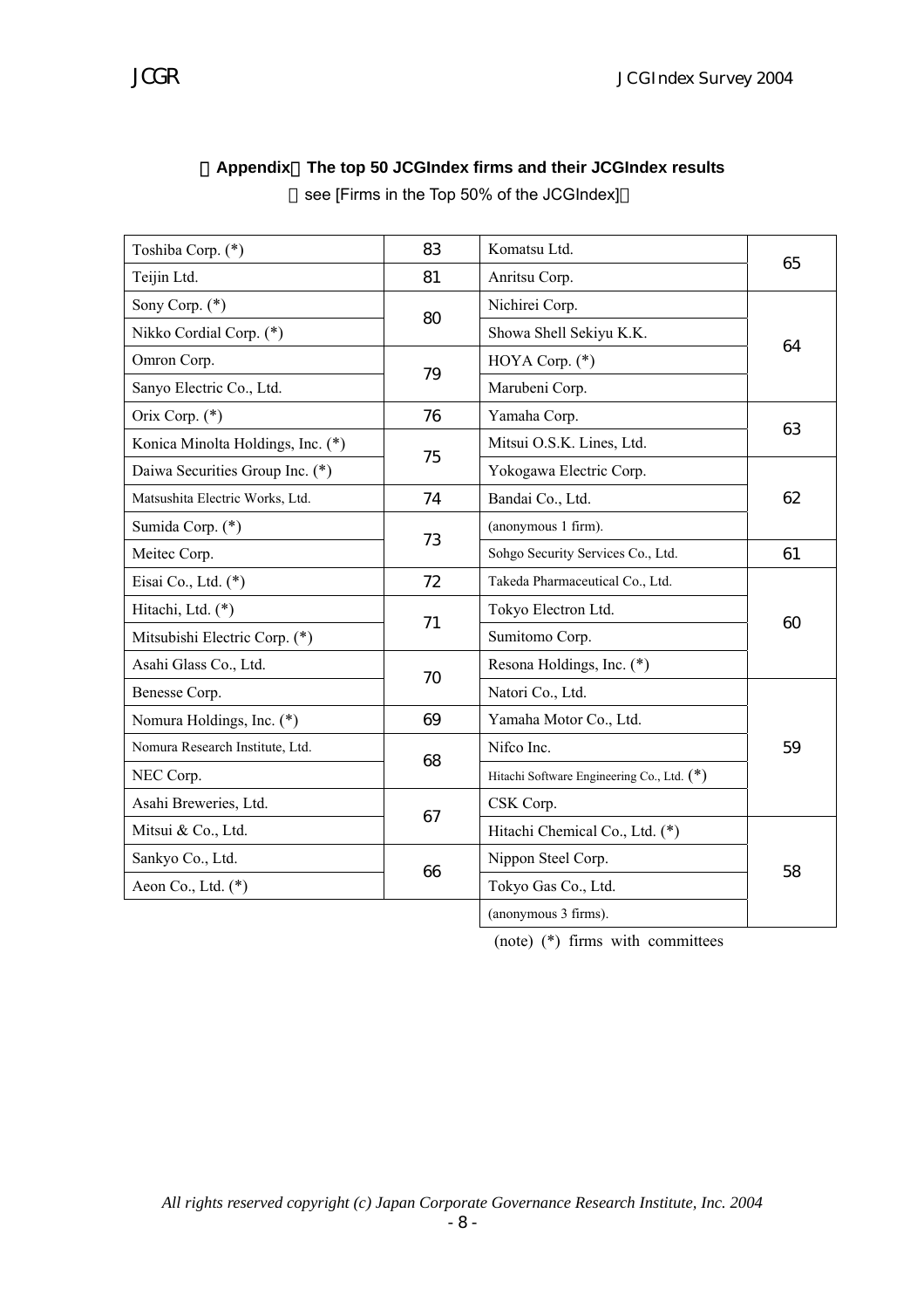【Appendix】The top 50 JCGIndex firms and their JCGIndex results

（see [Firms in the Top 50% of the JCGIndex]）

| Firm | Score | Firm | Score |
|---|---|---|---|
| Toshiba Corp. (*) | 83 | Komatsu Ltd. | 65 |
| Teijin Ltd. | 81 | Anritsu Corp. | 65 |
| Sony Corp. (*) | 80 | Nichirei Corp. | 64 |
| Nikko Cordial Corp. (*) | 80 | Showa Shell Sekiyu K.K. | 64 |
| Omron Corp. | 79 | HOYA Corp. (*) | 64 |
| Sanyo Electric Co., Ltd. | 79 | Marubeni Corp. | 64 |
| Orix Corp. (*) | 76 | Yamaha Corp. | 63 |
| Konica Minolta Holdings, Inc. (*) | 75 | Mitsui O.S.K. Lines, Ltd. | 63 |
| Daiwa Securities Group Inc. (*) | 75 | Yokogawa Electric Corp. | 62 |
| Matsushita Electric Works, Ltd. | 74 | Bandai Co., Ltd. | 62 |
| Sumida Corp. (*) | 73 | (anonymous 1 firm). | 62 |
| Meitec Corp. | 73 | Sohgo Security Services Co., Ltd. | 61 |
| Eisai Co., Ltd. (*) | 72 | Takeda Pharmaceutical Co., Ltd. | 60 |
| Hitachi, Ltd. (*) | 71 | Tokyo Electron Ltd. | 60 |
| Mitsubishi Electric Corp. (*) | 71 | Sumitomo Corp. | 60 |
| Asahi Glass Co., Ltd. | 70 | Resona Holdings, Inc. (*) | 60 |
| Benesse Corp. | 70 | Natori Co., Ltd. | 59 |
| Nomura Holdings, Inc. (*) | 69 | Yamaha Motor Co., Ltd. | 59 |
| Nomura Research Institute, Ltd. | 68 | Nifco Inc. | 59 |
| NEC Corp. | 68 | Hitachi Software Engineering Co., Ltd. (*) | 59 |
| Asahi Breweries, Ltd. | 67 | CSK Corp. | 59 |
| Mitsui & Co., Ltd. | 67 | Hitachi Chemical Co., Ltd. (*) | 58 |
| Sankyo Co., Ltd. | 66 | Nippon Steel Corp. | 58 |
| Aeon Co., Ltd. (*) | 66 | Tokyo Gas Co., Ltd. | 58 |
| | | (anonymous 3 firms). | 58 |

(note) (*) firms with committees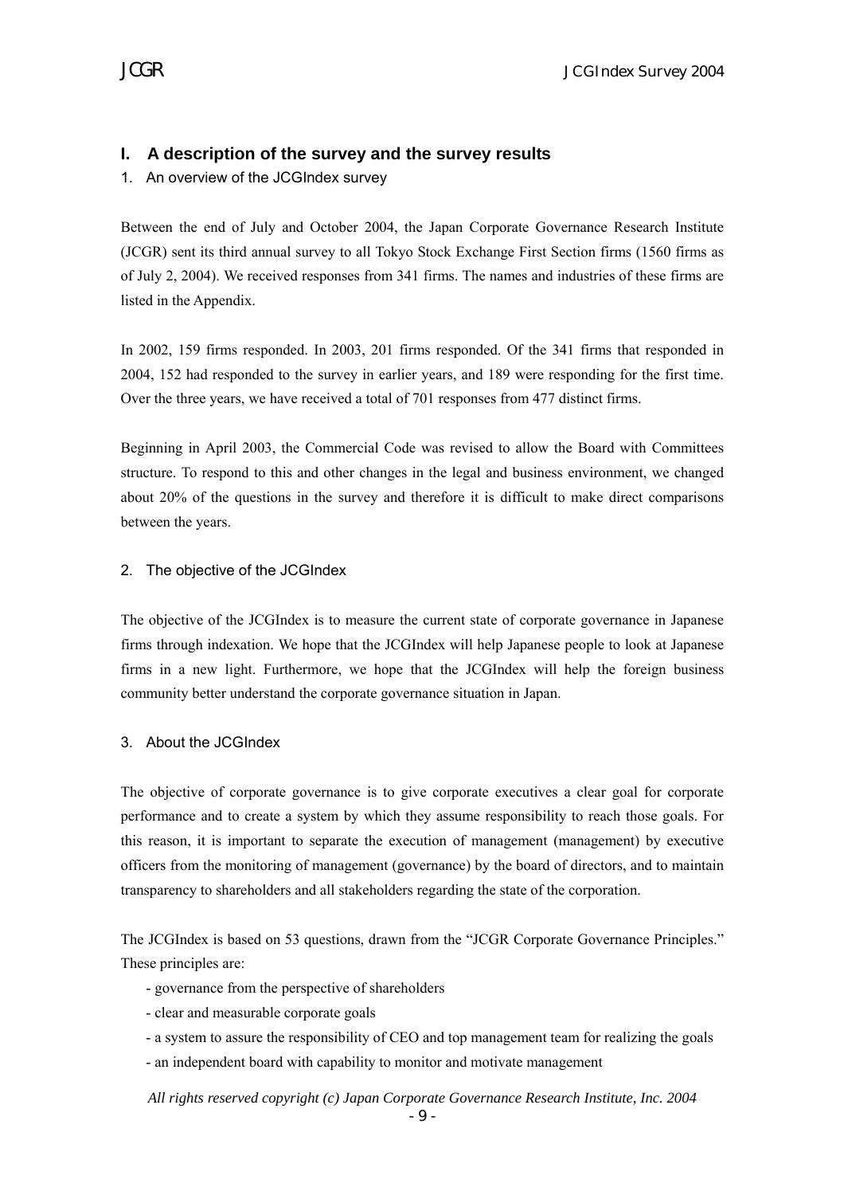## I. A description of the survey and the survey results

### 1. An overview of the JCGIndex survey

Between the end of July and October 2004, the Japan Corporate Governance Research Institute (JCGR) sent its third annual survey to all Tokyo Stock Exchange First Section firms (1560 firms as of July 2, 2004). We received responses from 341 firms. The names and industries of these firms are listed in the Appendix.

In 2002, 159 firms responded. In 2003, 201 firms responded. Of the 341 firms that responded in 2004, 152 had responded to the survey in earlier years, and 189 were responding for the first time. Over the three years, we have received a total of 701 responses from 477 distinct firms.

Beginning in April 2003, the Commercial Code was revised to allow the Board with Committees structure. To respond to this and other changes in the legal and business environment, we changed about 20% of the questions in the survey and therefore it is difficult to make direct comparisons between the years.

### 2. The objective of the JCGIndex

The objective of the JCGIndex is to measure the current state of corporate governance in Japanese firms through indexation. We hope that the JCGIndex will help Japanese people to look at Japanese firms in a new light. Furthermore, we hope that the JCGIndex will help the foreign business community better understand the corporate governance situation in Japan.

### 3. About the JCGIndex

The objective of corporate governance is to give corporate executives a clear goal for corporate performance and to create a system by which they assume responsibility to reach those goals. For this reason, it is important to separate the execution of management (management) by executive officers from the monitoring of management (governance) by the board of directors, and to maintain transparency to shareholders and all stakeholders regarding the state of the corporation.

The JCGIndex is based on 53 questions, drawn from the "JCGR Corporate Governance Principles." These principles are:

- governance from the perspective of shareholders
- clear and measurable corporate goals
- a system to assure the responsibility of CEO and top management team for realizing the goals
- an independent board with capability to monitor and motivate management

*All rights reserved copyright (c) Japan Corporate Governance Research Institute, Inc. 2004*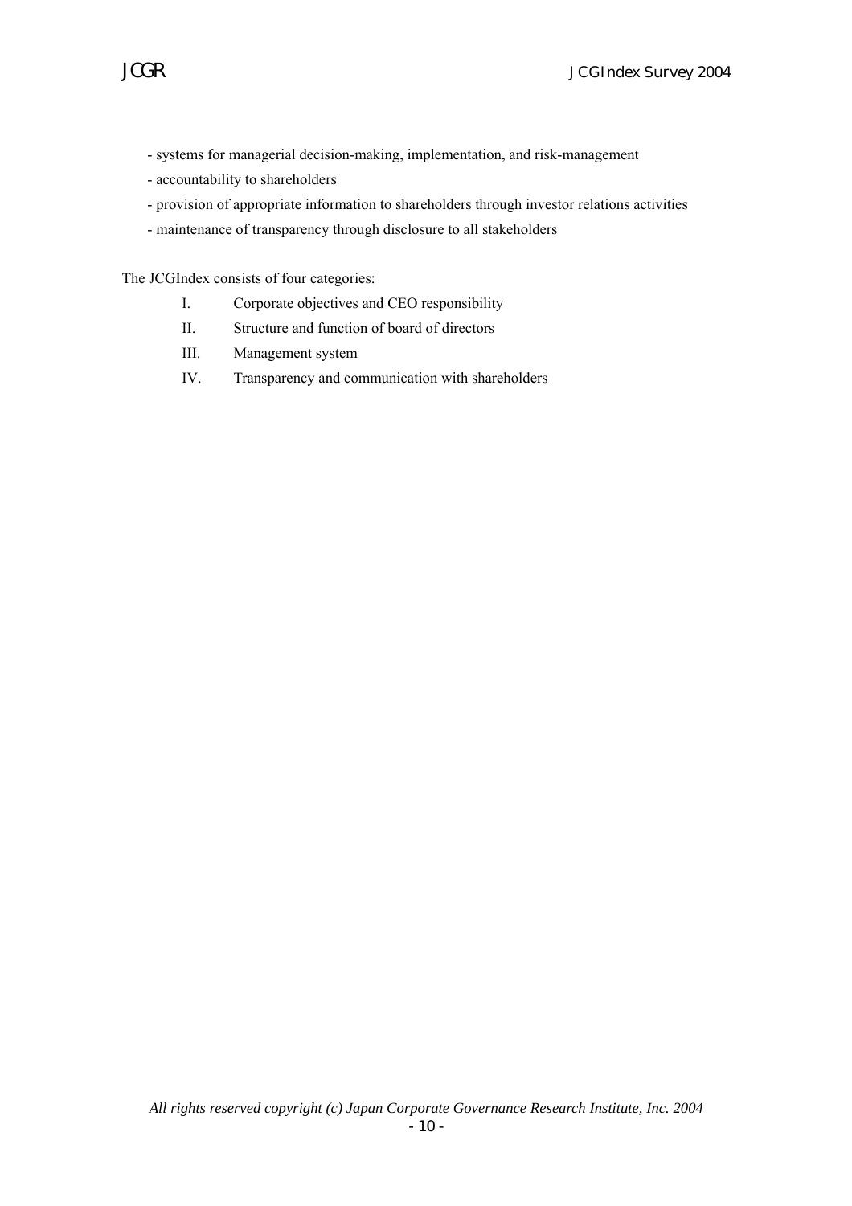- systems for managerial decision-making, implementation, and risk-management
- accountability to shareholders
- provision of appropriate information to shareholders through investor relations activities
- maintenance of transparency through disclosure to all stakeholders

The JCGIndex consists of four categories:

I. Corporate objectives and CEO responsibility

II. Structure and function of board of directors

III. Management system

IV. Transparency and communication with shareholders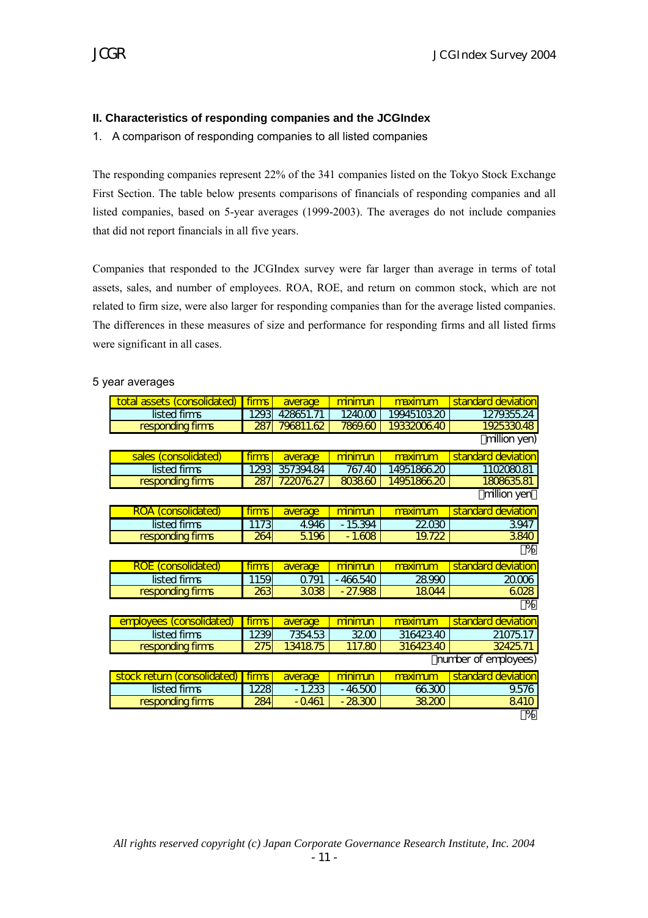## II. Characteristics of responding companies and the JCGIndex

1. A comparison of responding companies to all listed companies

The responding companies represent 22% of the 341 companies listed on the Tokyo Stock Exchange First Section. The table below presents comparisons of financials of responding companies and all listed companies, based on 5-year averages (1999-2003). The averages do not include companies that did not report financials in all five years.

Companies that responded to the JCGIndex survey were far larger than average in terms of total assets, sales, and number of employees. ROA, ROE, and return on common stock, which are not related to firm size, were also larger for responding companies than for the average listed companies. The differences in these measures of size and performance for responding firms and all listed firms were significant in all cases.

5 year averages

| total assets (consolidated) | firms | average | minimun | maximum | standard deviation |
|---|---|---|---|---|---|
| listed firms | 1293 | 428651.71 | 1240.00 | 19945103.20 | 1279355.24 |
| responding firms | 287 | 796811.62 | 7869.60 | 19332006.40 | 1925330.48 |

(million yen)

| sales (consolidated) | firms | average | minimun | maximum | standard deviation |
|---|---|---|---|---|---|
| listed firms | 1293 | 357394.84 | 767.40 | 14951866.20 | 1102080.81 |
| responding firms | 287 | 722076.27 | 8038.60 | 14951866.20 | 1808635.81 |

(million yen)

| ROA (consolidated) | firms | average | minimun | maximum | standard deviation |
|---|---|---|---|---|---|
| listed firms | 1173 | 4.946 | -15.394 | 22.030 | 3.947 |
| responding firms | 264 | 5.196 | -1.608 | 19.722 | 3.840 |

(%)

| ROE (consolidated) | firms | average | minimun | maximum | standard deviation |
|---|---|---|---|---|---|
| listed firms | 1159 | 0.791 | -466.540 | 28.990 | 20.006 |
| responding firms | 263 | 3.038 | -27.988 | 18.044 | 6.028 |

(%)

| employees (consolidated) | firms | average | minimun | maximum | standard deviation |
|---|---|---|---|---|---|
| listed firms | 1239 | 7354.53 | 32.00 | 316423.40 | 21075.17 |
| responding firms | 275 | 13418.75 | 117.80 | 316423.40 | 32425.71 |

(number of employees)

| stock return (consolidated) | firms | average | minimun | maximum | standard deviation |
|---|---|---|---|---|---|
| listed firms | 1228 | -1.233 | -46.500 | 66.300 | 9.576 |
| responding firms | 284 | -0.461 | -28.300 | 38.200 | 8.410 |

(%)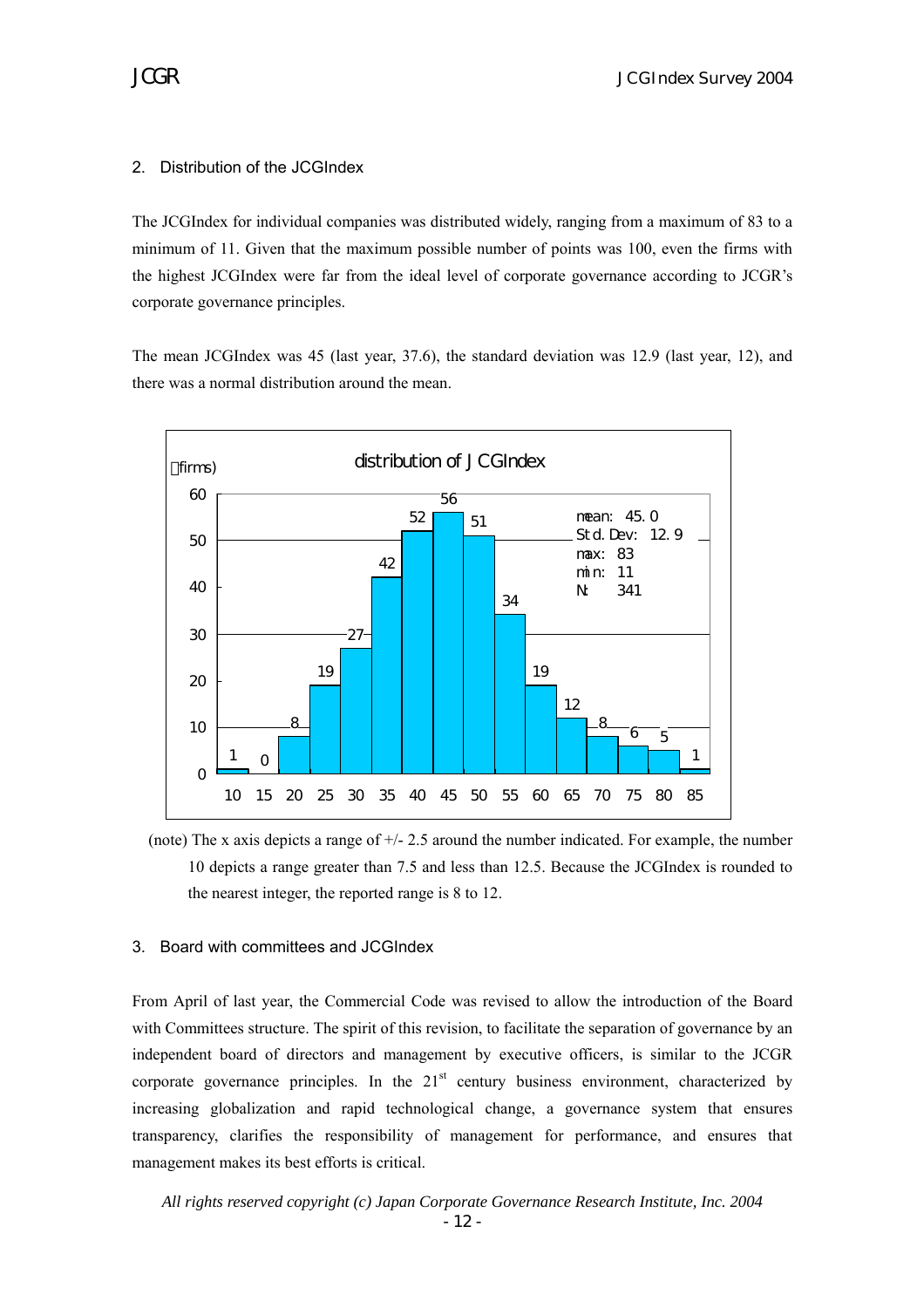## 2. Distribution of the JCGIndex

The JCGIndex for individual companies was distributed widely, ranging from a maximum of 83 to a minimum of 11. Given that the maximum possible number of points was 100, even the firms with the highest JCGIndex were far from the ideal level of corporate governance according to JCGR's corporate governance principles.

The mean JCGIndex was 45 (last year, 37.6), the standard deviation was 12.9 (last year, 12), and there was a normal distribution around the mean.

distribution of JCGIndex

(firms)

| JCGIndex | 10 | 15 | 20 | 25 | 30 | 35 | 40 | 45 | 50 | 55 | 60 | 65 | 70 | 75 | 80 | 85 |
|---|---|---|---|---|---|---|---|---|---|---|---|---|---|---|---|---|
| firms | 1 | 0 | 8 | 19 | 27 | 42 | 52 | 56 | 51 | 34 | 19 | 12 | 8 | 6 | 5 | 1 |

mean: 45.0
Std.Dev: 12.9
max: 83
min: 11
N: 341

(note) The x axis depicts a range of +/- 2.5 around the number indicated. For example, the number 10 depicts a range greater than 7.5 and less than 12.5. Because the JCGIndex is rounded to the nearest integer, the reported range is 8 to 12.

## 3. Board with committees and JCGIndex

From April of last year, the Commercial Code was revised to allow the introduction of the Board with Committees structure. The spirit of this revision, to facilitate the separation of governance by an independent board of directors and management by executive officers, is similar to the JCGR corporate governance principles. In the 21st century business environment, characterized by increasing globalization and rapid technological change, a governance system that ensures transparency, clarifies the responsibility of management for performance, and ensures that management makes its best efforts is critical.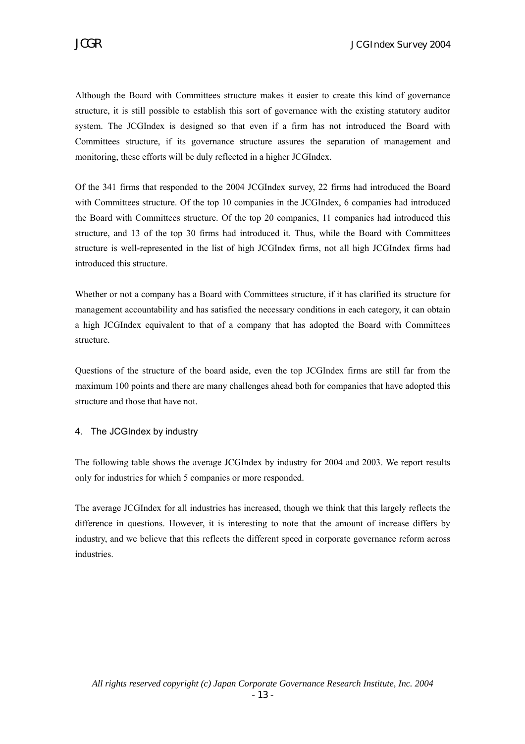Although the Board with Committees structure makes it easier to create this kind of governance structure, it is still possible to establish this sort of governance with the existing statutory auditor system. The JCGIndex is designed so that even if a firm has not introduced the Board with Committees structure, if its governance structure assures the separation of management and monitoring, these efforts will be duly reflected in a higher JCGIndex.

Of the 341 firms that responded to the 2004 JCGIndex survey, 22 firms had introduced the Board with Committees structure. Of the top 10 companies in the JCGIndex, 6 companies had introduced the Board with Committees structure. Of the top 20 companies, 11 companies had introduced this structure, and 13 of the top 30 firms had introduced it. Thus, while the Board with Committees structure is well-represented in the list of high JCGIndex firms, not all high JCGIndex firms had introduced this structure.

Whether or not a company has a Board with Committees structure, if it has clarified its structure for management accountability and has satisfied the necessary conditions in each category, it can obtain a high JCGIndex equivalent to that of a company that has adopted the Board with Committees structure.

Questions of the structure of the board aside, even the top JCGIndex firms are still far from the maximum 100 points and there are many challenges ahead both for companies that have adopted this structure and those that have not.

## 4. The JCGIndex by industry

The following table shows the average JCGIndex by industry for 2004 and 2003. We report results only for industries for which 5 companies or more responded.

The average JCGIndex for all industries has increased, though we think that this largely reflects the difference in questions. However, it is interesting to note that the amount of increase differs by industry, and we believe that this reflects the different speed in corporate governance reform across industries.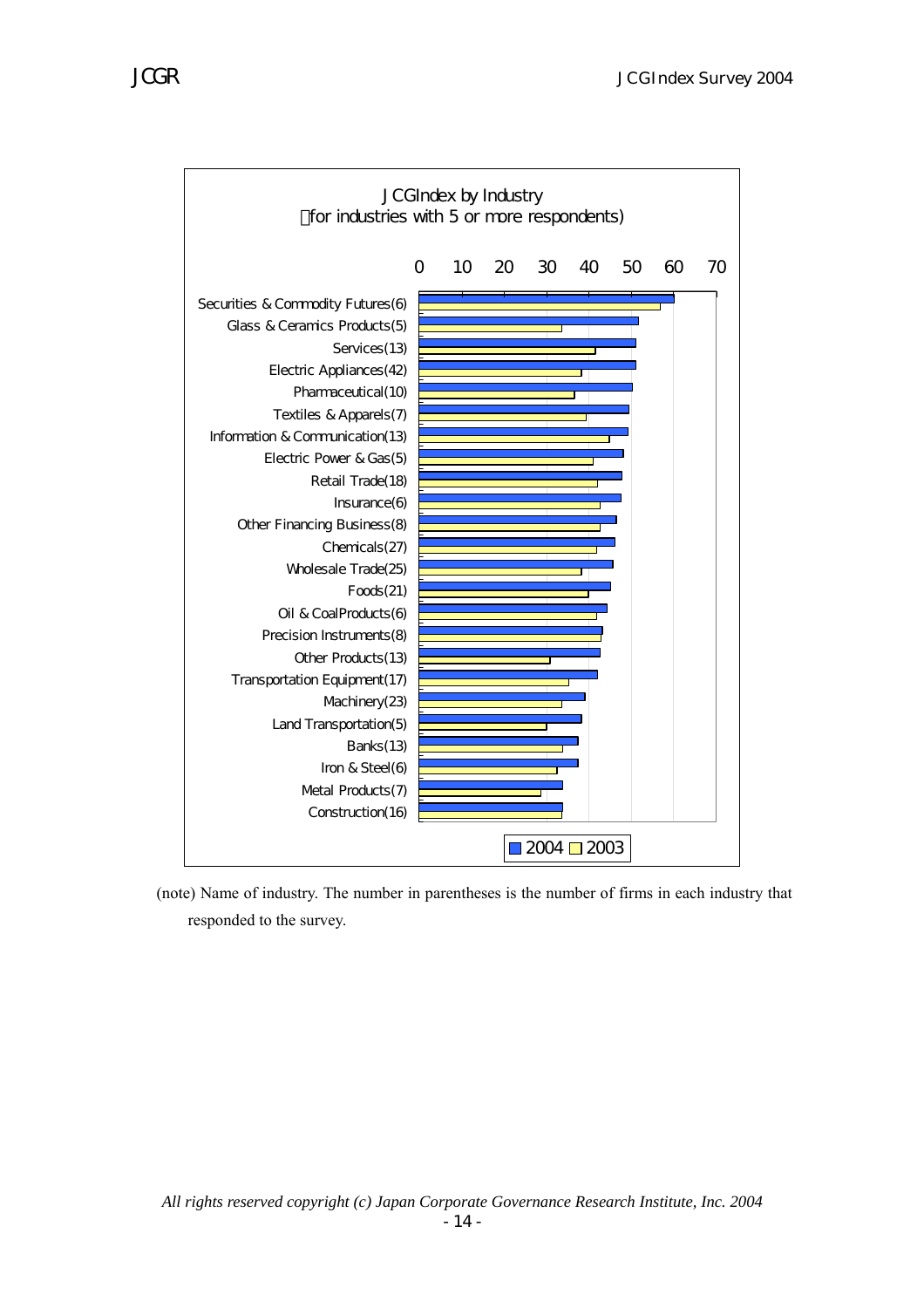**JCGIndex by Industry**
(for industries with 5 or more respondents)

- Securities & Commodity Futures(6)
- Glass & Ceramics Products(5)
- Services(13)
- Electric Appliances(42)
- Pharmaceutical(10)
- Textiles & Apparels(7)
- Information & Communication(13)
- Electric Power & Gas(5)
- Retail Trade(18)
- Insurance(6)
- Other Financing Business(8)
- Chemicals(27)
- Wholesale Trade(25)
- Foods(21)
- Oil & CoalProducts(6)
- Precision Instruments(8)
- Other Products(13)
- Transportation Equipment(17)
- Machinery(23)
- Land Transportation(5)
- Banks(13)
- Iron & Steel(6)
- Metal Products(7)
- Construction(16)

Axis: 0, 10, 20, 30, 40, 50, 60, 70

Legend: 2004, 2003

(note) Name of industry. The number in parentheses is the number of firms in each industry that responded to the survey.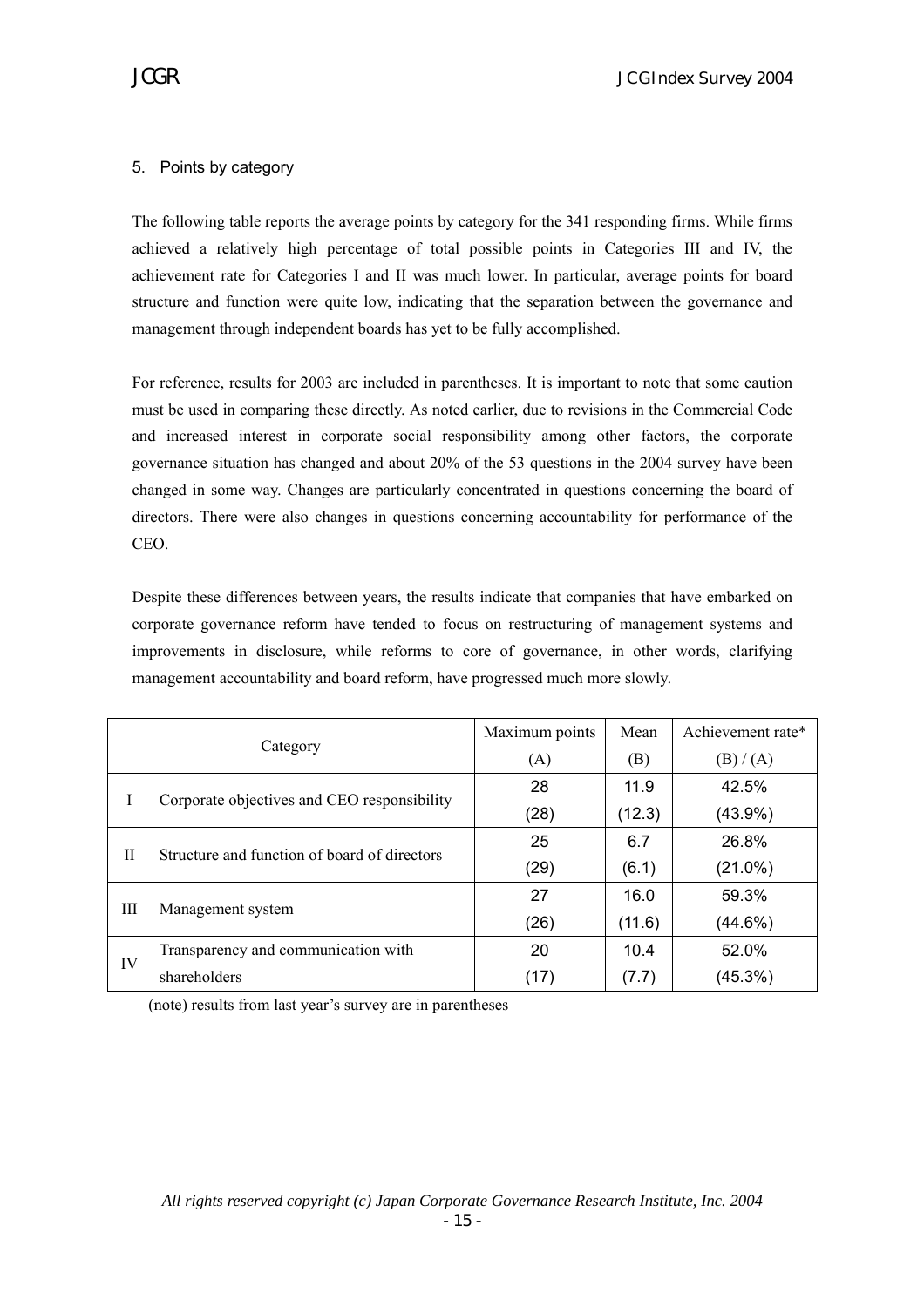## 5. Points by category

The following table reports the average points by category for the 341 responding firms. While firms achieved a relatively high percentage of total possible points in Categories III and IV, the achievement rate for Categories I and II was much lower. In particular, average points for board structure and function were quite low, indicating that the separation between the governance and management through independent boards has yet to be fully accomplished.

For reference, results for 2003 are included in parentheses. It is important to note that some caution must be used in comparing these directly. As noted earlier, due to revisions in the Commercial Code and increased interest in corporate social responsibility among other factors, the corporate governance situation has changed and about 20% of the 53 questions in the 2004 survey have been changed in some way. Changes are particularly concentrated in questions concerning the board of directors. There were also changes in questions concerning accountability for performance of the CEO.

Despite these differences between years, the results indicate that companies that have embarked on corporate governance reform have tended to focus on restructuring of management systems and improvements in disclosure, while reforms to core of governance, in other words, clarifying management accountability and board reform, have progressed much more slowly.

| | Category | Maximum points (A) | Mean (B) | Achievement rate* (B) / (A) |
|---|---|---|---|---|
| I | Corporate objectives and CEO responsibility | 28 | 11.9 | 42.5% |
| | | (28) | (12.3) | (43.9%) |
| II | Structure and function of board of directors | 25 | 6.7 | 26.8% |
| | | (29) | (6.1) | (21.0%) |
| III | Management system | 27 | 16.0 | 59.3% |
| | | (26) | (11.6) | (44.6%) |
| IV | Transparency and communication with shareholders | 20 | 10.4 | 52.0% |
| | | (17) | (7.7) | (45.3%) |

(note) results from last year's survey are in parentheses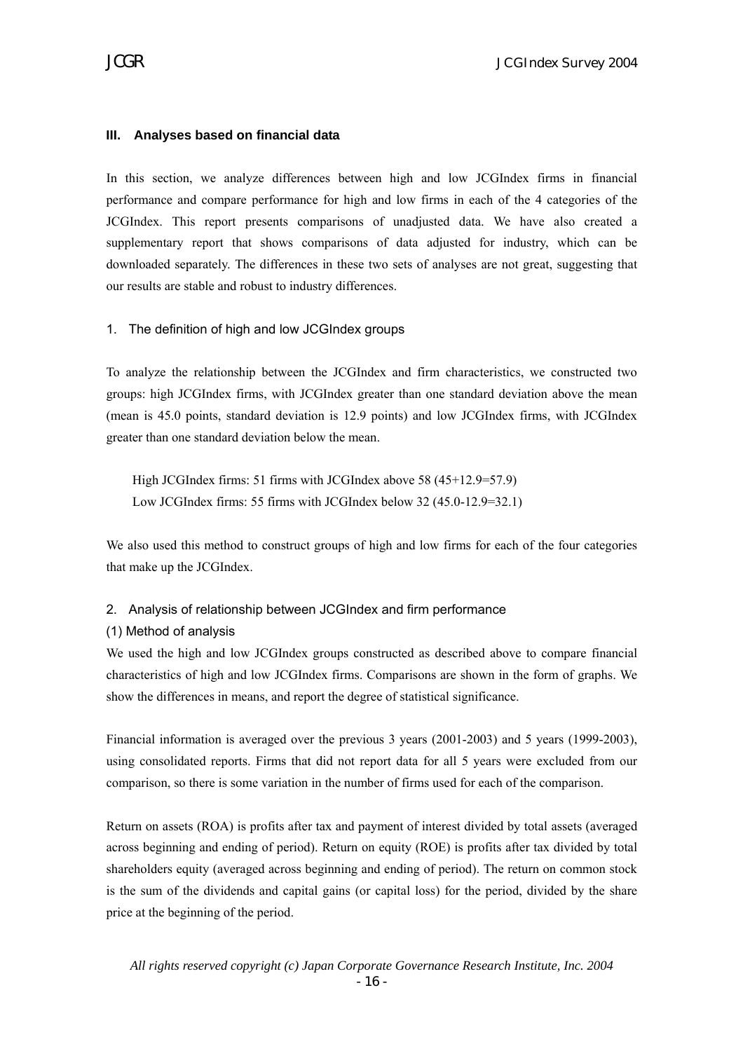## III. Analyses based on financial data

In this section, we analyze differences between high and low JCGIndex firms in financial performance and compare performance for high and low firms in each of the 4 categories of the JCGIndex. This report presents comparisons of unadjusted data. We have also created a supplementary report that shows comparisons of data adjusted for industry, which can be downloaded separately. The differences in these two sets of analyses are not great, suggesting that our results are stable and robust to industry differences.

### 1. The definition of high and low JCGIndex groups

To analyze the relationship between the JCGIndex and firm characteristics, we constructed two groups: high JCGIndex firms, with JCGIndex greater than one standard deviation above the mean (mean is 45.0 points, standard deviation is 12.9 points) and low JCGIndex firms, with JCGIndex greater than one standard deviation below the mean.

High JCGIndex firms: 51 firms with JCGIndex above 58 (45+12.9=57.9)
Low JCGIndex firms: 55 firms with JCGIndex below 32 (45.0-12.9=32.1)

We also used this method to construct groups of high and low firms for each of the four categories that make up the JCGIndex.

### 2. Analysis of relationship between JCGIndex and firm performance

#### (1) Method of analysis

We used the high and low JCGIndex groups constructed as described above to compare financial characteristics of high and low JCGIndex firms. Comparisons are shown in the form of graphs. We show the differences in means, and report the degree of statistical significance.

Financial information is averaged over the previous 3 years (2001-2003) and 5 years (1999-2003), using consolidated reports. Firms that did not report data for all 5 years were excluded from our comparison, so there is some variation in the number of firms used for each of the comparison.

Return on assets (ROA) is profits after tax and payment of interest divided by total assets (averaged across beginning and ending of period). Return on equity (ROE) is profits after tax divided by total shareholders equity (averaged across beginning and ending of period). The return on common stock is the sum of the dividends and capital gains (or capital loss) for the period, divided by the share price at the beginning of the period.

*All rights reserved copyright (c) Japan Corporate Governance Research Institute, Inc. 2004*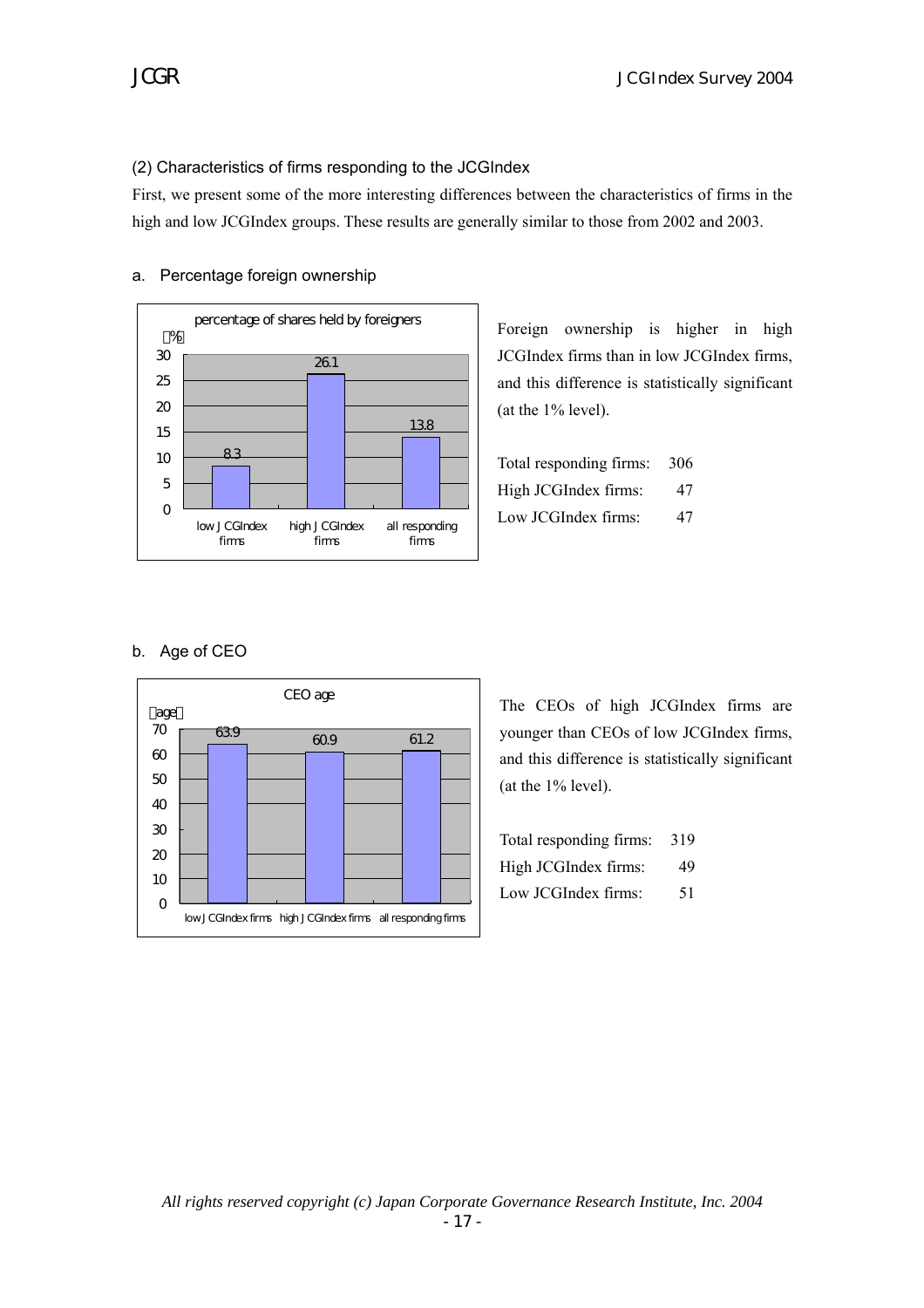### (2) Characteristics of firms responding to the JCGIndex

First, we present some of the more interesting differences between the characteristics of firms in the high and low JCGIndex groups. These results are generally similar to those from 2002 and 2003.

#### a. Percentage foreign ownership

percentage of shares held by foreigners

| (%) | low JCGIndex firms | high JCGIndex firms | all responding firms |
|---|---|---|---|
| | 8.3 | 26.1 | 13.8 |

Foreign ownership is higher in high JCGIndex firms than in low JCGIndex firms, and this difference is statistically significant (at the 1% level).

| | |
|---|---|
| Total responding firms: | 306 |
| High JCGIndex firms: | 47 |
| Low JCGIndex firms: | 47 |

#### b. Age of CEO

CEO age

| (age) | low JCGIndex firms | high JCGIndex firms | all responding firms |
|---|---|---|---|
| | 63.9 | 60.9 | 61.2 |

The CEOs of high JCGIndex firms are younger than CEOs of low JCGIndex firms, and this difference is statistically significant (at the 1% level).

| | |
|---|---|
| Total responding firms: | 319 |
| High JCGIndex firms: | 49 |
| Low JCGIndex firms: | 51 |

*All rights reserved copyright (c) Japan Corporate Governance Research Institute, Inc. 2004*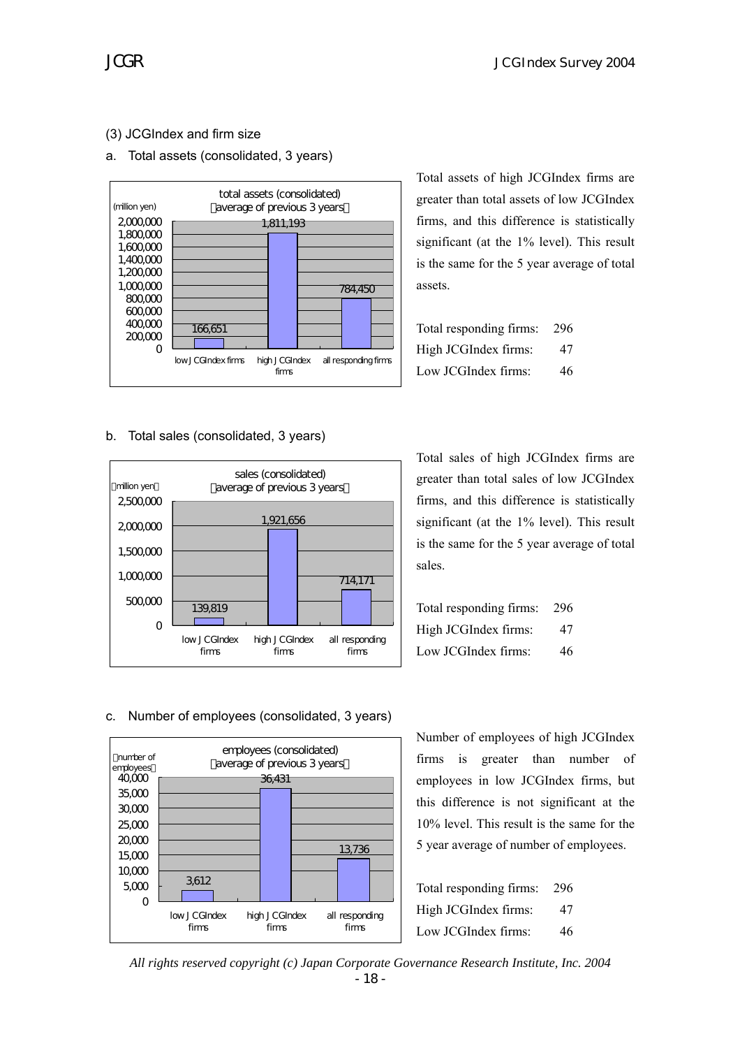### (3) JCGIndex and firm size

#### a. Total assets (consolidated, 3 years)

total assets (consolidated) (average of previous 3 years)

(million yen)

| | low JCGIndex firms | high JCGIndex firms | all responding firms |
|---|---|---|---|
| total assets | 166,651 | 1,811,193 | 784,450 |

Total assets of high JCGIndex firms are greater than total assets of low JCGIndex firms, and this difference is statistically significant (at the 1% level). This result is the same for the 5 year average of total assets.

| | |
|---|---|
| Total responding firms: | 296 |
| High JCGIndex firms: | 47 |
| Low JCGIndex firms: | 46 |

#### b. Total sales (consolidated, 3 years)

sales (consolidated) (average of previous 3 years)

(million yen)

| | low JCGIndex firms | high JCGIndex firms | all responding firms |
|---|---|---|---|
| sales | 139,819 | 1,921,656 | 714,171 |

Total sales of high JCGIndex firms are greater than total sales of low JCGIndex firms, and this difference is statistically significant (at the 1% level). This result is the same for the 5 year average of total sales.

| | |
|---|---|
| Total responding firms: | 296 |
| High JCGIndex firms: | 47 |
| Low JCGIndex firms: | 46 |

#### c. Number of employees (consolidated, 3 years)

employees (consolidated) (average of previous 3 years)

(number of employees)

| | low JCGIndex firms | high JCGIndex firms | all responding firms |
|---|---|---|---|
| employees | 3,612 | 36,431 | 13,736 |

Number of employees of high JCGIndex firms is greater than number of employees in low JCGIndex firms, but this difference is not significant at the 10% level. This result is the same for the 5 year average of number of employees.

| | |
|---|---|
| Total responding firms: | 296 |
| High JCGIndex firms: | 47 |
| Low JCGIndex firms: | 46 |

*All rights reserved copyright (c) Japan Corporate Governance Research Institute, Inc. 2004*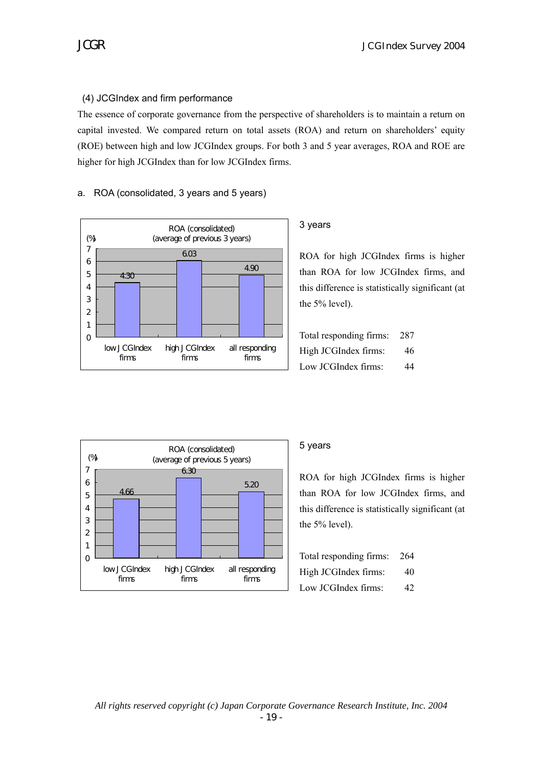### (4) JCGIndex and firm performance

The essence of corporate governance from the perspective of shareholders is to maintain a return on capital invested. We compared return on total assets (ROA) and return on shareholders' equity (ROE) between high and low JCGIndex groups. For both 3 and 5 year averages, ROA and ROE are higher for high JCGIndex than for low JCGIndex firms.

#### a. ROA (consolidated, 3 years and 5 years)

ROA (consolidated) (average of previous 3 years)

| | low JCGIndex firms | high JCGIndex firms | all responding firms |
|---|---|---|---|
| ROA (%) | 4.30 | 6.03 | 4.90 |

3 years

ROA for high JCGIndex firms is higher than ROA for low JCGIndex firms, and this difference is statistically significant (at the 5% level).

| | |
|---|---|
| Total responding firms: | 287 |
| High JCGIndex firms: | 46 |
| Low JCGIndex firms: | 44 |

ROA (consolidated) (average of previous 5 years)

| | low JCGIndex firms | high JCGIndex firms | all responding firms |
|---|---|---|---|
| ROA (%) | 4.66 | 6.30 | 5.20 |

5 years

ROA for high JCGIndex firms is higher than ROA for low JCGIndex firms, and this difference is statistically significant (at the 5% level).

| | |
|---|---|
| Total responding firms: | 264 |
| High JCGIndex firms: | 40 |
| Low JCGIndex firms: | 42 |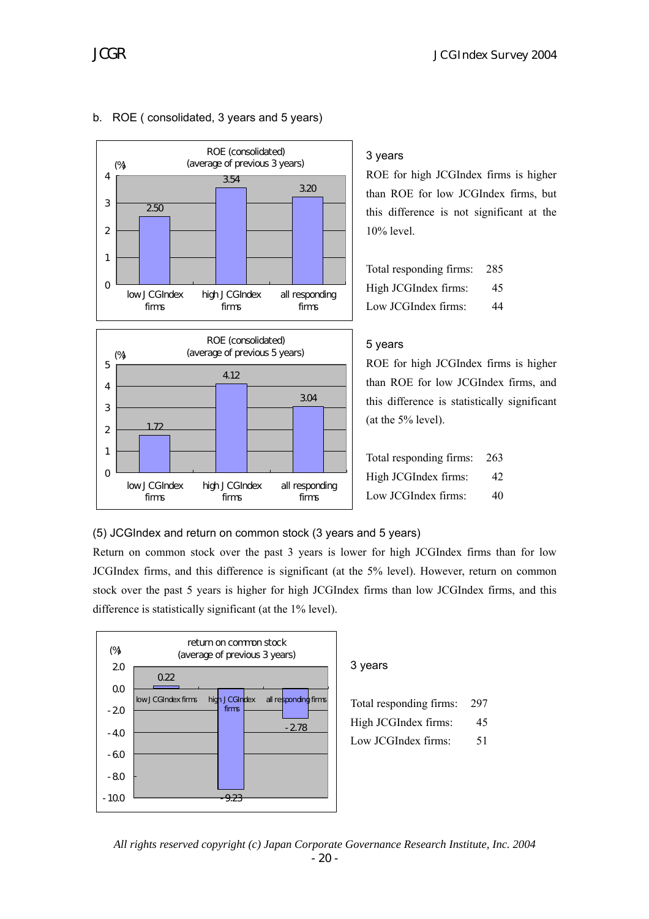b. ROE ( consolidated, 3 years and 5 years)

ROE (consolidated)
(average of previous 3 years)

| | low JCGIndex firms | high JCGIndex firms | all responding firms |
|---|---|---|---|
| (%) | 2.50 | 3.54 | 3.20 |

### 3 years

ROE for high JCGIndex firms is higher than ROE for low JCGIndex firms, but this difference is not significant at the 10% level.

| | |
|---|---|
| Total responding firms: | 285 |
| High JCGIndex firms: | 45 |
| Low JCGIndex firms: | 44 |

ROE (consolidated)
(average of previous 5 years)

| | low JCGIndex firms | high JCGIndex firms | all responding firms |
|---|---|---|---|
| (%) | 1.72 | 4.12 | 3.04 |

### 5 years

ROE for high JCGIndex firms is higher than ROE for low JCGIndex firms, and this difference is statistically significant (at the 5% level).

| | |
|---|---|
| Total responding firms: | 263 |
| High JCGIndex firms: | 42 |
| Low JCGIndex firms: | 40 |

(5) JCGIndex and return on common stock (3 years and 5 years)

Return on common stock over the past 3 years is lower for high JCGIndex firms than for low JCGIndex firms, and this difference is significant (at the 5% level). However, return on common stock over the past 5 years is higher for high JCGIndex firms than low JCGIndex firms, and this difference is statistically significant (at the 1% level).

return on common stock
(average of previous 3 years)

| | low JCGIndex firms | high JCGIndex firms | all responding firms |
|---|---|---|---|
| (%) | 0.22 | -9.23 | -2.78 |

### 3 years

| | |
|---|---|
| Total responding firms: | 297 |
| High JCGIndex firms: | 45 |
| Low JCGIndex firms: | 51 |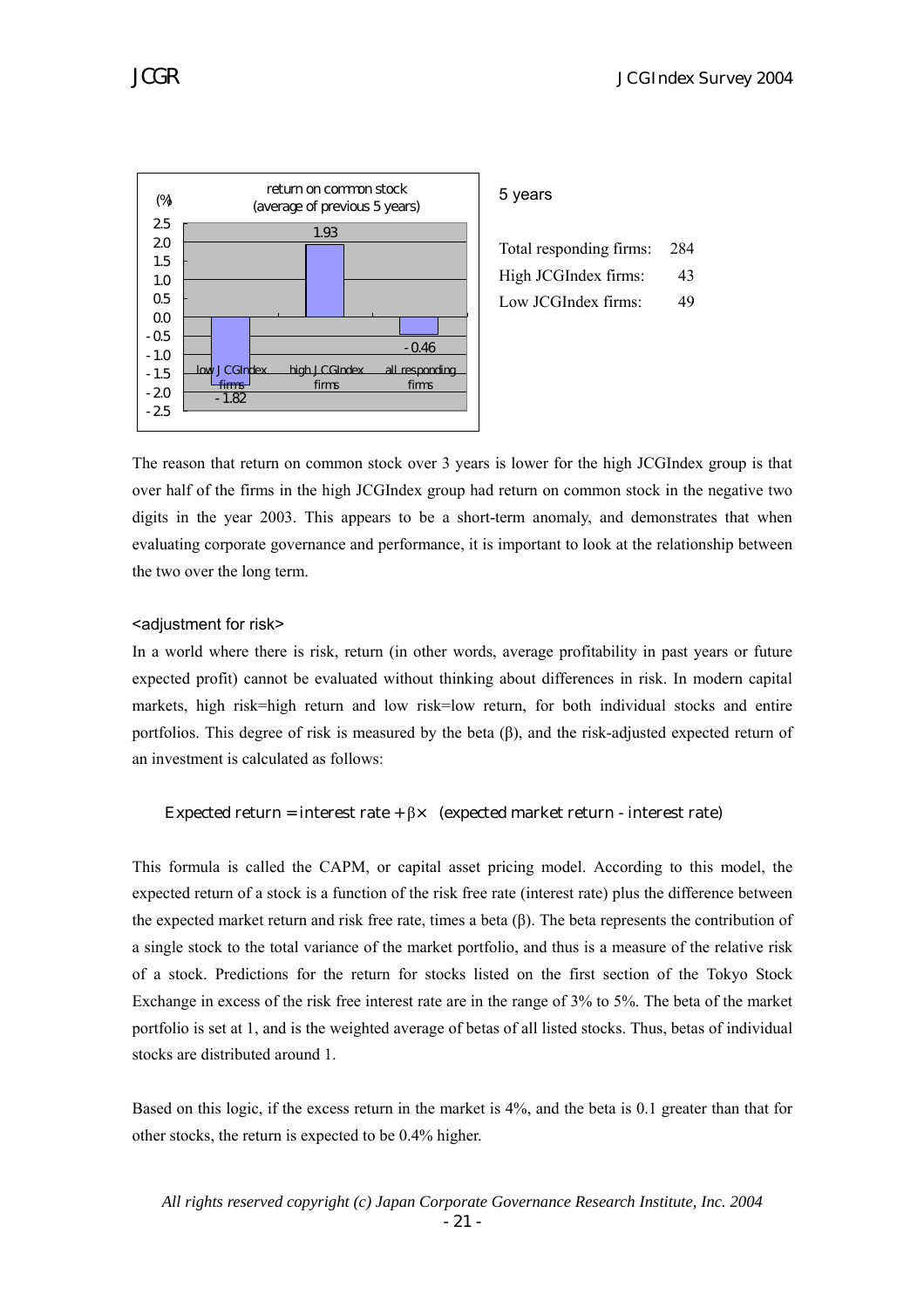| return on common stock (average of previous 5 years) (%) | |
|---|---|
| low JCGIndex firms | -1.82 |
| high JCGIndex firms | 1.93 |
| all responding firms | -0.46 |

5 years

| | |
|---|---|
| Total responding firms: | 284 |
| High JCGIndex firms: | 43 |
| Low JCGIndex firms: | 49 |

The reason that return on common stock over 3 years is lower for the high JCGIndex group is that over half of the firms in the high JCGIndex group had return on common stock in the negative two digits in the year 2003. This appears to be a short-term anomaly, and demonstrates that when evaluating corporate governance and performance, it is important to look at the relationship between the two over the long term.

<adjustment for risk>

In a world where there is risk, return (in other words, average profitability in past years or future expected profit) cannot be evaluated without thinking about differences in risk. In modern capital markets, high risk=high return and low risk=low return, for both individual stocks and entire portfolios. This degree of risk is measured by the beta (β), and the risk-adjusted expected return of an investment is calculated as follows:

$$\text{Expected return} = \text{interest rate} + \beta \times \text{(expected market return - interest rate)}$$

This formula is called the CAPM, or capital asset pricing model. According to this model, the expected return of a stock is a function of the risk free rate (interest rate) plus the difference between the expected market return and risk free rate, times a beta (β). The beta represents the contribution of a single stock to the total variance of the market portfolio, and thus is a measure of the relative risk of a stock. Predictions for the return for stocks listed on the first section of the Tokyo Stock Exchange in excess of the risk free interest rate are in the range of 3% to 5%. The beta of the market portfolio is set at 1, and is the weighted average of betas of all listed stocks. Thus, betas of individual stocks are distributed around 1.

Based on this logic, if the excess return in the market is 4%, and the beta is 0.1 greater than that for other stocks, the return is expected to be 0.4% higher.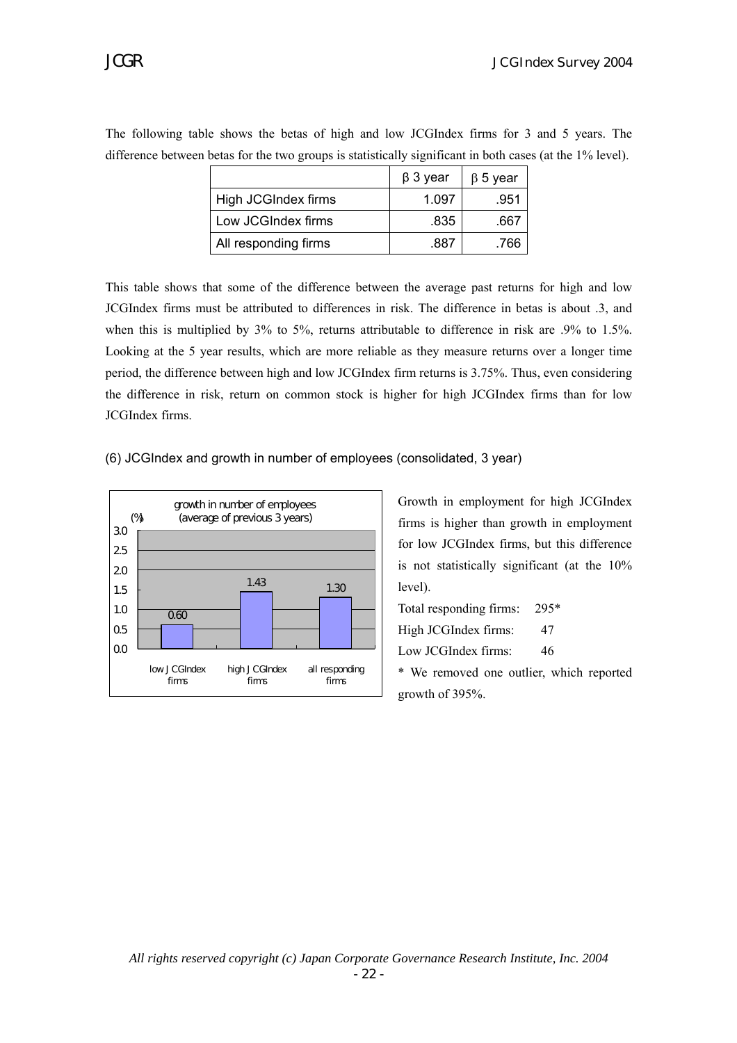The following table shows the betas of high and low JCGIndex firms for 3 and 5 years. The difference between betas for the two groups is statistically significant in both cases (at the 1% level).

| | β 3 year | β 5 year |
|---|---|---|
| High JCGIndex firms | 1.097 | .951 |
| Low JCGIndex firms | .835 | .667 |
| All responding firms | .887 | .766 |

This table shows that some of the difference between the average past returns for high and low JCGIndex firms must be attributed to differences in risk. The difference in betas is about .3, and when this is multiplied by 3% to 5%, returns attributable to difference in risk are .9% to 1.5%. Looking at the 5 year results, which are more reliable as they measure returns over a longer time period, the difference between high and low JCGIndex firm returns is 3.75%. Thus, even considering the difference in risk, return on common stock is higher for high JCGIndex firms than for low JCGIndex firms.

### (6) JCGIndex and growth in number of employees (consolidated, 3 year)

growth in number of employees (average of previous 3 years) (%)

| | low JCGIndex firms | high JCGIndex firms | all responding firms |
|---|---|---|---|
| growth in number of employees (%) | 0.60 | 1.43 | 1.30 |

Growth in employment for high JCGIndex firms is higher than growth in employment for low JCGIndex firms, but this difference is not statistically significant (at the 10% level).

Total responding firms: 295*
High JCGIndex firms: 47
Low JCGIndex firms: 46

* We removed one outlier, which reported growth of 395%.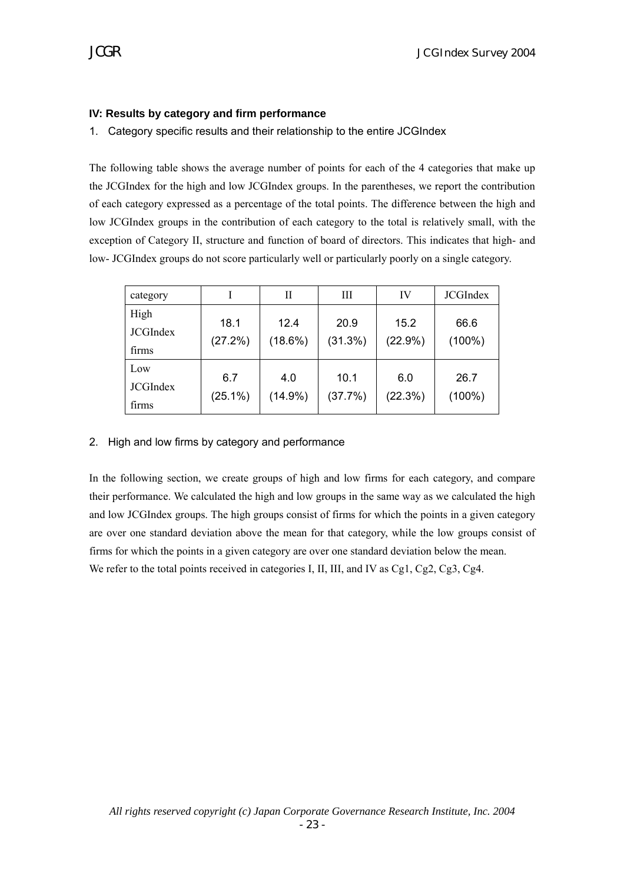## IV: Results by category and firm performance

### 1. Category specific results and their relationship to the entire JCGIndex

The following table shows the average number of points for each of the 4 categories that make up the JCGIndex for the high and low JCGIndex groups. In the parentheses, we report the contribution of each category expressed as a percentage of the total points. The difference between the high and low JCGIndex groups in the contribution of each category to the total is relatively small, with the exception of Category II, structure and function of board of directors. This indicates that high- and low- JCGIndex groups do not score particularly well or particularly poorly on a single category.

| category | I | II | III | IV | JCGIndex |
|---|---|---|---|---|---|
| High JCGIndex firms | 18.1 (27.2%) | 12.4 (18.6%) | 20.9 (31.3%) | 15.2 (22.9%) | 66.6 (100%) |
| Low JCGIndex firms | 6.7 (25.1%) | 4.0 (14.9%) | 10.1 (37.7%) | 6.0 (22.3%) | 26.7 (100%) |

### 2. High and low firms by category and performance

In the following section, we create groups of high and low firms for each category, and compare their performance. We calculated the high and low groups in the same way as we calculated the high and low JCGIndex groups. The high groups consist of firms for which the points in a given category are over one standard deviation above the mean for that category, while the low groups consist of firms for which the points in a given category are over one standard deviation below the mean.
We refer to the total points received in categories I, II, III, and IV as Cg1, Cg2, Cg3, Cg4.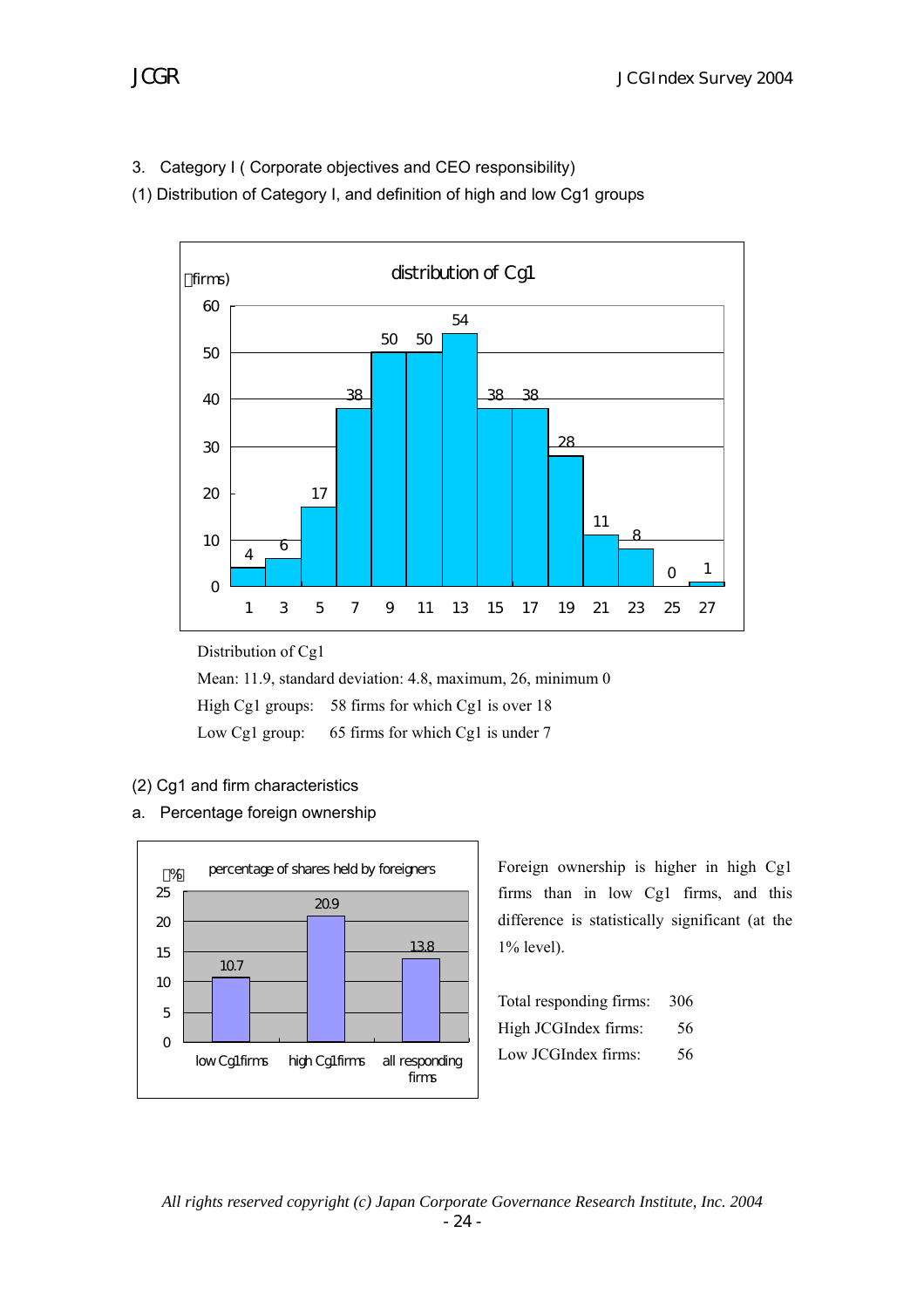3. Category I ( Corporate objectives and CEO responsibility)

(1) Distribution of Category I, and definition of high and low Cg1 groups

distribution of Cg1

(firms)

| Cg1 | 1 | 3 | 5 | 7 | 9 | 11 | 13 | 15 | 17 | 19 | 21 | 23 | 25 | 27 |
|---|---|---|---|---|---|---|---|---|---|---|---|---|---|---|
| firms | 4 | 6 | 17 | 38 | 50 | 50 | 54 | 38 | 38 | 28 | 11 | 8 | 0 | 1 |

Distribution of Cg1

Mean: 11.9, standard deviation: 4.8, maximum, 26, minimum 0

High Cg1 groups: 58 firms for which Cg1 is over 18

Low Cg1 group: 65 firms for which Cg1 is under 7

(2) Cg1 and firm characteristics

a. Percentage foreign ownership

percentage of shares held by foreigners (%)

| | low Cg1 firms | high Cg1 firms | all responding firms |
|---|---|---|---|
| % | 10.7 | 20.9 | 13.8 |

Foreign ownership is higher in high Cg1 firms than in low Cg1 firms, and this difference is statistically significant (at the 1% level).

Total responding firms: 306

High JCGIndex firms: 56

Low JCGIndex firms: 56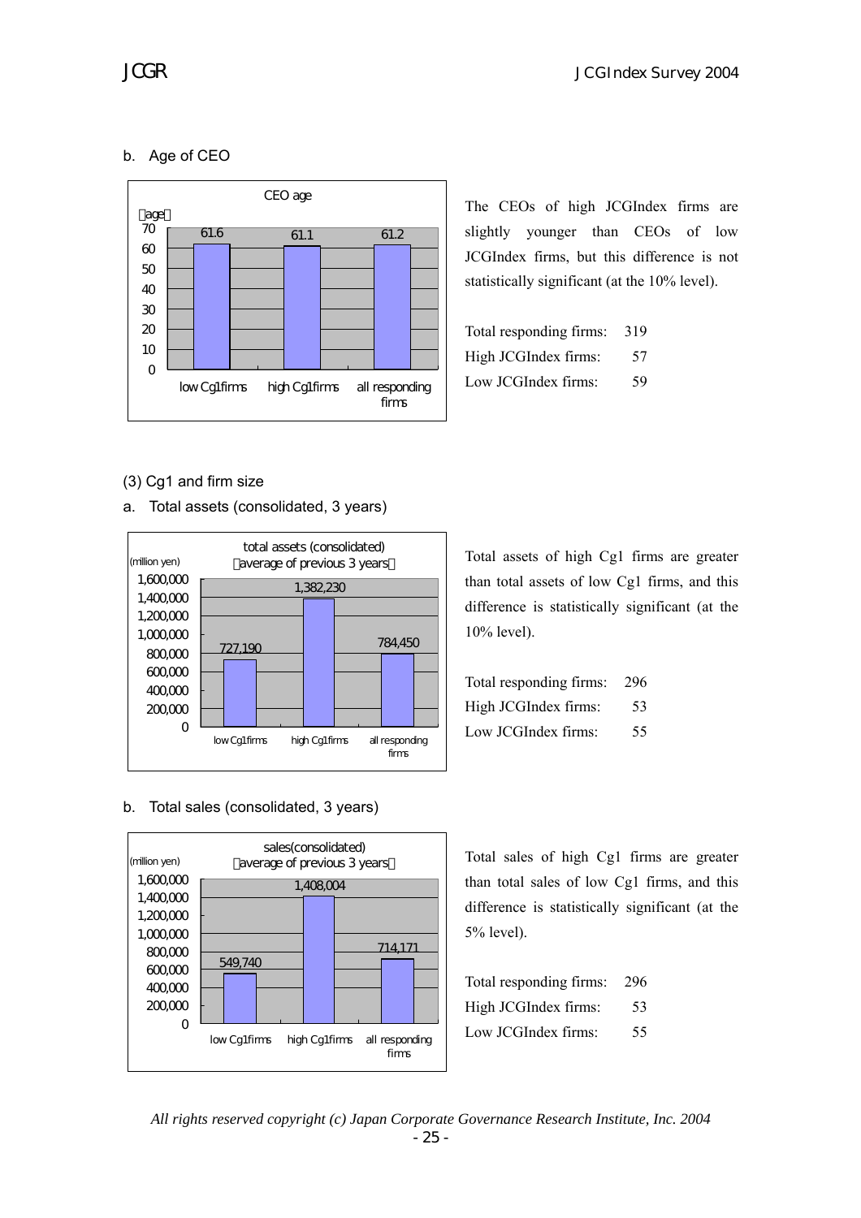b. Age of CEO

CEO age

| | low Cg1firms | high Cg1firms | all responding firms |
|---|---|---|---|
| age | 61.6 | 61.1 | 61.2 |

The CEOs of high JCGIndex firms are slightly younger than CEOs of low JCGIndex firms, but this difference is not statistically significant (at the 10% level).

| | |
|---|---|
| Total responding firms: | 319 |
| High JCGIndex firms: | 57 |
| Low JCGIndex firms: | 59 |

(3) Cg1 and firm size

a. Total assets (consolidated, 3 years)

total assets (consolidated) (average of previous 3 years)

| (million yen) | low Cg1firms | high Cg1firms | all responding firms |
|---|---|---|---|
| total assets | 727,190 | 1,382,230 | 784,450 |

Total assets of high Cg1 firms are greater than total assets of low Cg1 firms, and this difference is statistically significant (at the 10% level).

| | |
|---|---|
| Total responding firms: | 296 |
| High JCGIndex firms: | 53 |
| Low JCGIndex firms: | 55 |

b. Total sales (consolidated, 3 years)

sales(consolidated) (average of previous 3 years)

| (million yen) | low Cg1firms | high Cg1firms | all responding firms |
|---|---|---|---|
| sales | 549,740 | 1,408,004 | 714,171 |

Total sales of high Cg1 firms are greater than total sales of low Cg1 firms, and this difference is statistically significant (at the 5% level).

| | |
|---|---|
| Total responding firms: | 296 |
| High JCGIndex firms: | 53 |
| Low JCGIndex firms: | 55 |

*All rights reserved copyright (c) Japan Corporate Governance Research Institute, Inc. 2004*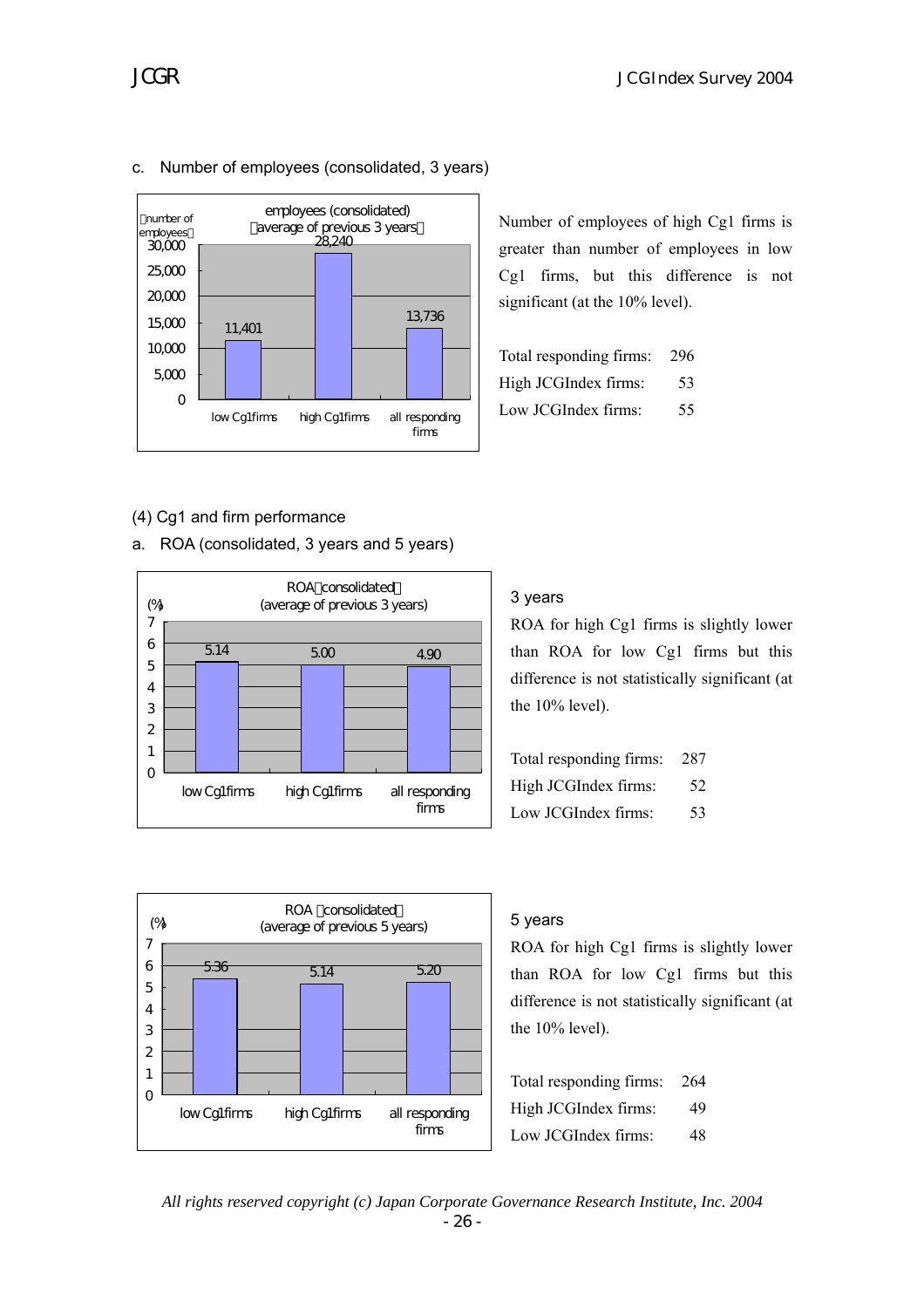c. Number of employees (consolidated, 3 years)

employees (consolidated)
(average of previous 3 years)

| | low Cg1firms | high Cg1firms | all responding firms |
|---|---|---|---|
| number of employees | 11,401 | 28,240 | 13,736 |

Number of employees of high Cg1 firms is greater than number of employees in low Cg1 firms, but this difference is not significant (at the 10% level).

| | |
|---|---|
| Total responding firms: | 296 |
| High JCGIndex firms: | 53 |
| Low JCGIndex firms: | 55 |

## (4) Cg1 and firm performance

a. ROA (consolidated, 3 years and 5 years)

ROA (consolidated)
(average of previous 3 years)

| | low Cg1firms | high Cg1firms | all responding firms |
|---|---|---|---|
| (%) | 5.14 | 5.00 | 4.90 |

3 years

ROA for high Cg1 firms is slightly lower than ROA for low Cg1 firms but this difference is not statistically significant (at the 10% level).

| | |
|---|---|
| Total responding firms: | 287 |
| High JCGIndex firms: | 52 |
| Low JCGIndex firms: | 53 |

ROA (consolidated)
(average of previous 5 years)

| | low Cg1firms | high Cg1firms | all responding firms |
|---|---|---|---|
| (%) | 5.36 | 5.14 | 5.20 |

5 years

ROA for high Cg1 firms is slightly lower than ROA for low Cg1 firms but this difference is not statistically significant (at the 10% level).

| | |
|---|---|
| Total responding firms: | 264 |
| High JCGIndex firms: | 49 |
| Low JCGIndex firms: | 48 |

*All rights reserved copyright (c) Japan Corporate Governance Research Institute, Inc. 2004*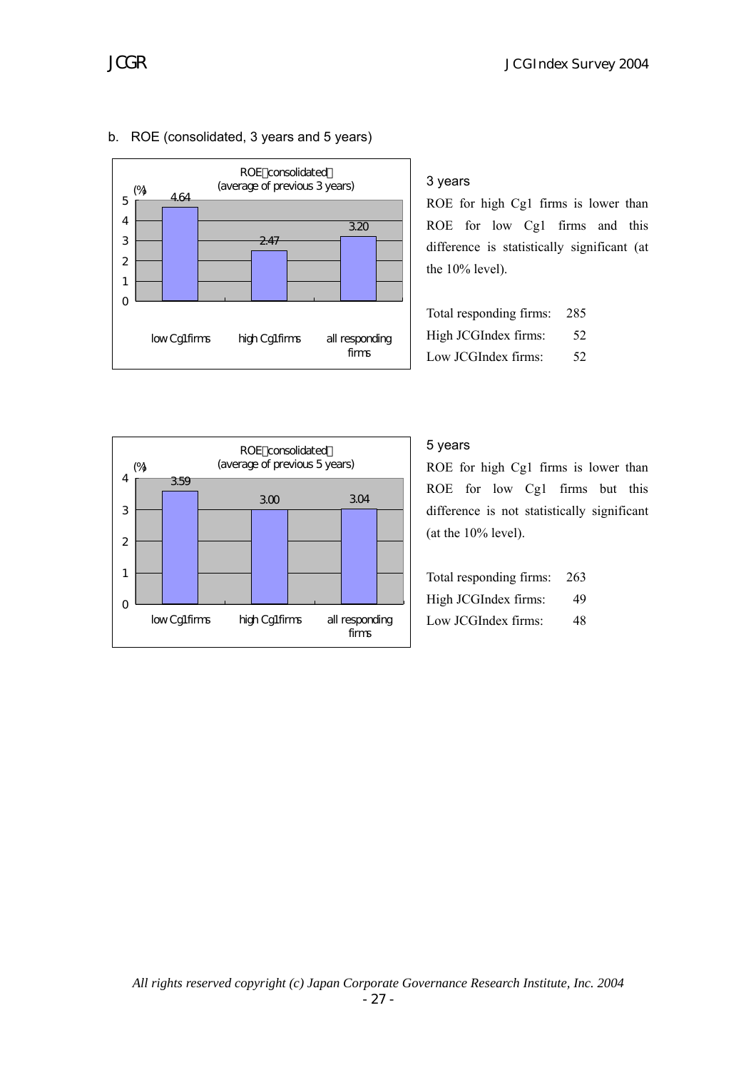b. ROE (consolidated, 3 years and 5 years)

ROE（consolidated）
(average of previous 3 years)

| | low Cg1 firms | high Cg1 firms | all responding firms |
|---|---|---|---|
| (%) | 4.64 | 2.47 | 3.20 |

### 3 years

ROE for high Cg1 firms is lower than ROE for low Cg1 firms and this difference is statistically significant (at the 10% level).

| | |
|---|---|
| Total responding firms: | 285 |
| High JCGIndex firms: | 52 |
| Low JCGIndex firms: | 52 |

ROE（consolidated）
(average of previous 5 years)

| | low Cg1 firms | high Cg1 firms | all responding firms |
|---|---|---|---|
| (%) | 3.59 | 3.00 | 3.04 |

### 5 years

ROE for high Cg1 firms is lower than ROE for low Cg1 firms but this difference is not statistically significant (at the 10% level).

| | |
|---|---|
| Total responding firms: | 263 |
| High JCGIndex firms: | 49 |
| Low JCGIndex firms: | 48 |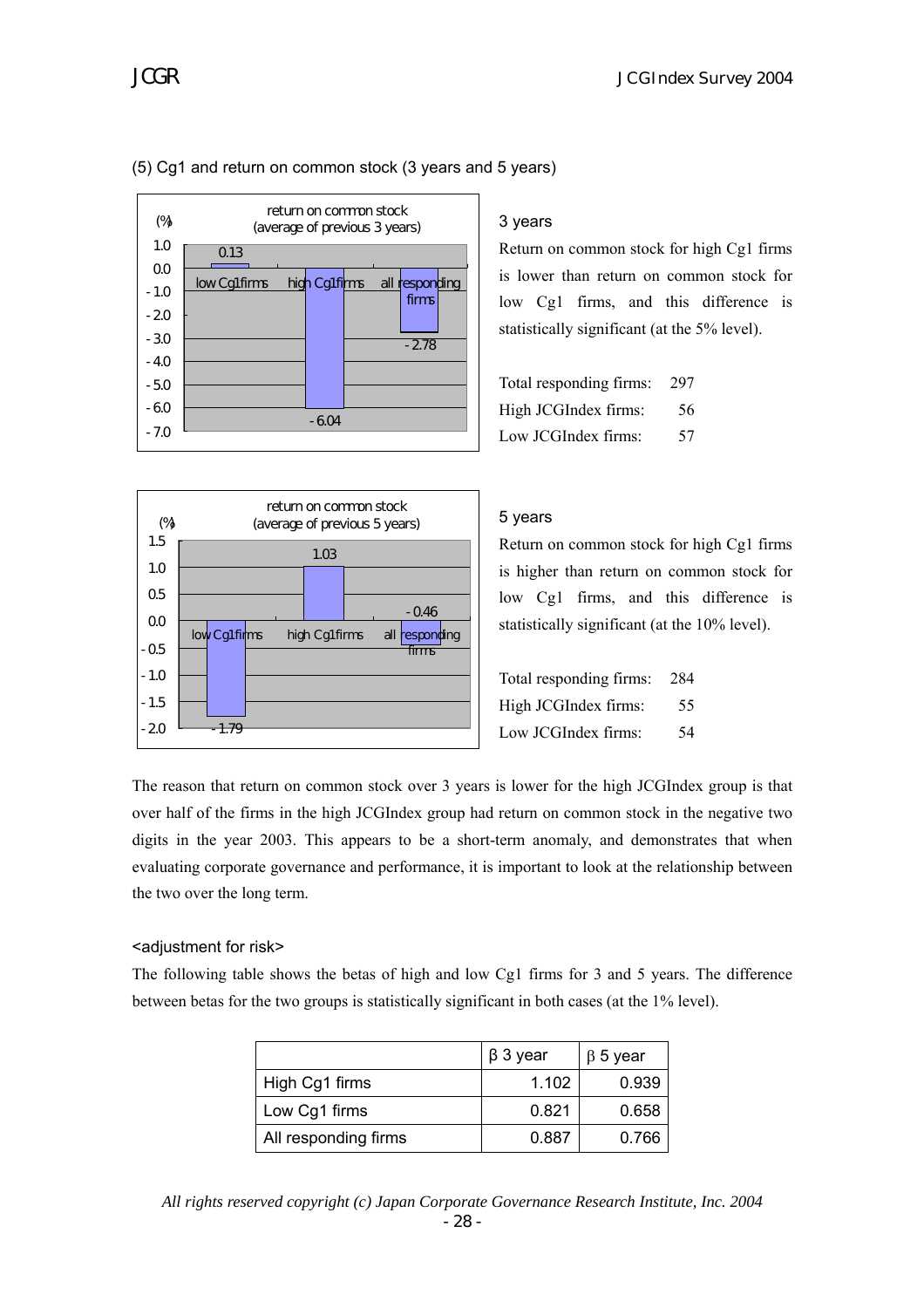(5) Cg1 and return on common stock (3 years and 5 years)

return on common stock (average of previous 3 years)

| | low Cg1 firms | high Cg1 firms | all responding firms |
|---|---|---|---|
| (%) | 0.13 | -6.04 | -2.78 |

### 3 years

Return on common stock for high Cg1 firms is lower than return on common stock for low Cg1 firms, and this difference is statistically significant (at the 5% level).

| | |
|---|---|
| Total responding firms: | 297 |
| High JCGIndex firms: | 56 |
| Low JCGIndex firms: | 57 |

return on common stock (average of previous 5 years)

| | low Cg1 firms | high Cg1 firms | all responding firms |
|---|---|---|---|
| (%) | -1.79 | 1.03 | -0.46 |

### 5 years

Return on common stock for high Cg1 firms is higher than return on common stock for low Cg1 firms, and this difference is statistically significant (at the 10% level).

| | |
|---|---|
| Total responding firms: | 284 |
| High JCGIndex firms: | 55 |
| Low JCGIndex firms: | 54 |

The reason that return on common stock over 3 years is lower for the high JCGIndex group is that over half of the firms in the high JCGIndex group had return on common stock in the negative two digits in the year 2003. This appears to be a short-term anomaly, and demonstrates that when evaluating corporate governance and performance, it is important to look at the relationship between the two over the long term.

<adjustment for risk>

The following table shows the betas of high and low Cg1 firms for 3 and 5 years. The difference between betas for the two groups is statistically significant in both cases (at the 1% level).

| | β 3 year | β 5 year |
|---|---|---|
| High Cg1 firms | 1.102 | 0.939 |
| Low Cg1 firms | 0.821 | 0.658 |
| All responding firms | 0.887 | 0.766 |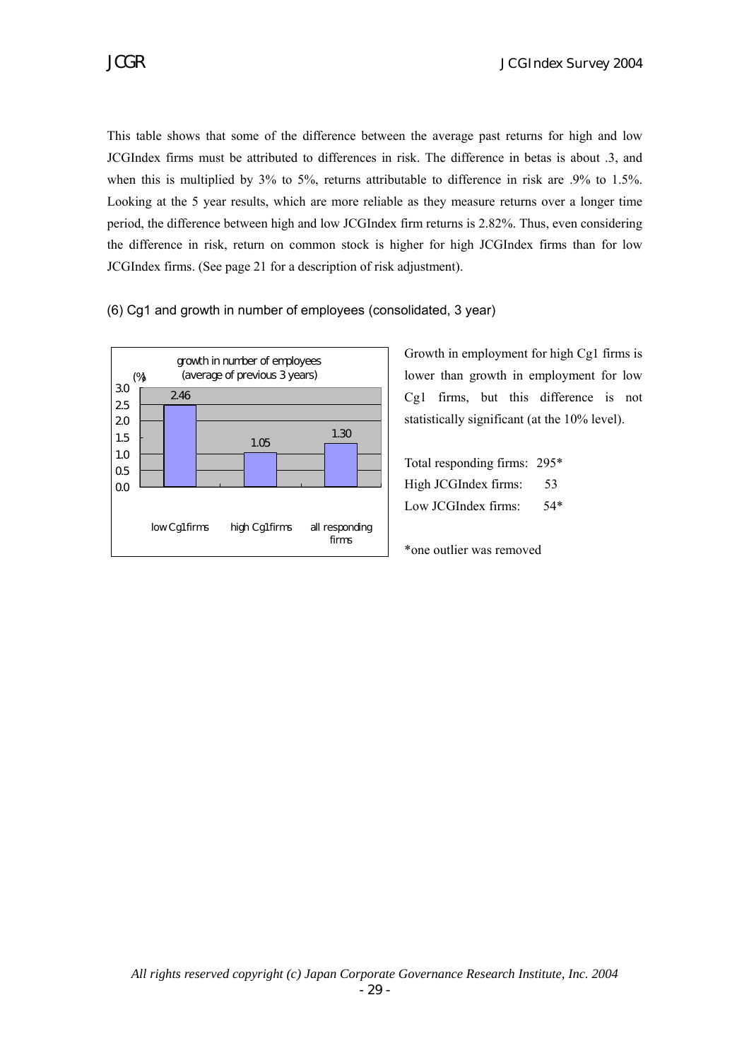This table shows that some of the difference between the average past returns for high and low JCGIndex firms must be attributed to differences in risk. The difference in betas is about .3, and when this is multiplied by 3% to 5%, returns attributable to difference in risk are .9% to 1.5%. Looking at the 5 year results, which are more reliable as they measure returns over a longer time period, the difference between high and low JCGIndex firm returns is 2.82%. Thus, even considering the difference in risk, return on common stock is higher for high JCGIndex firms than for low JCGIndex firms. (See page 21 for a description of risk adjustment).

(6) Cg1 and growth in number of employees (consolidated, 3 year)

growth in number of employees (average of previous 3 years)

| (%) | low Cg1 firms | high Cg1 firms | all responding firms |
|---|---|---|---|
| growth in number of employees | 2.46 | 1.05 | 1.30 |

Growth in employment for high Cg1 firms is lower than growth in employment for low Cg1 firms, but this difference is not statistically significant (at the 10% level).

Total responding firms: 295*
High JCGIndex firms: 53
Low JCGIndex firms: 54*

*one outlier was removed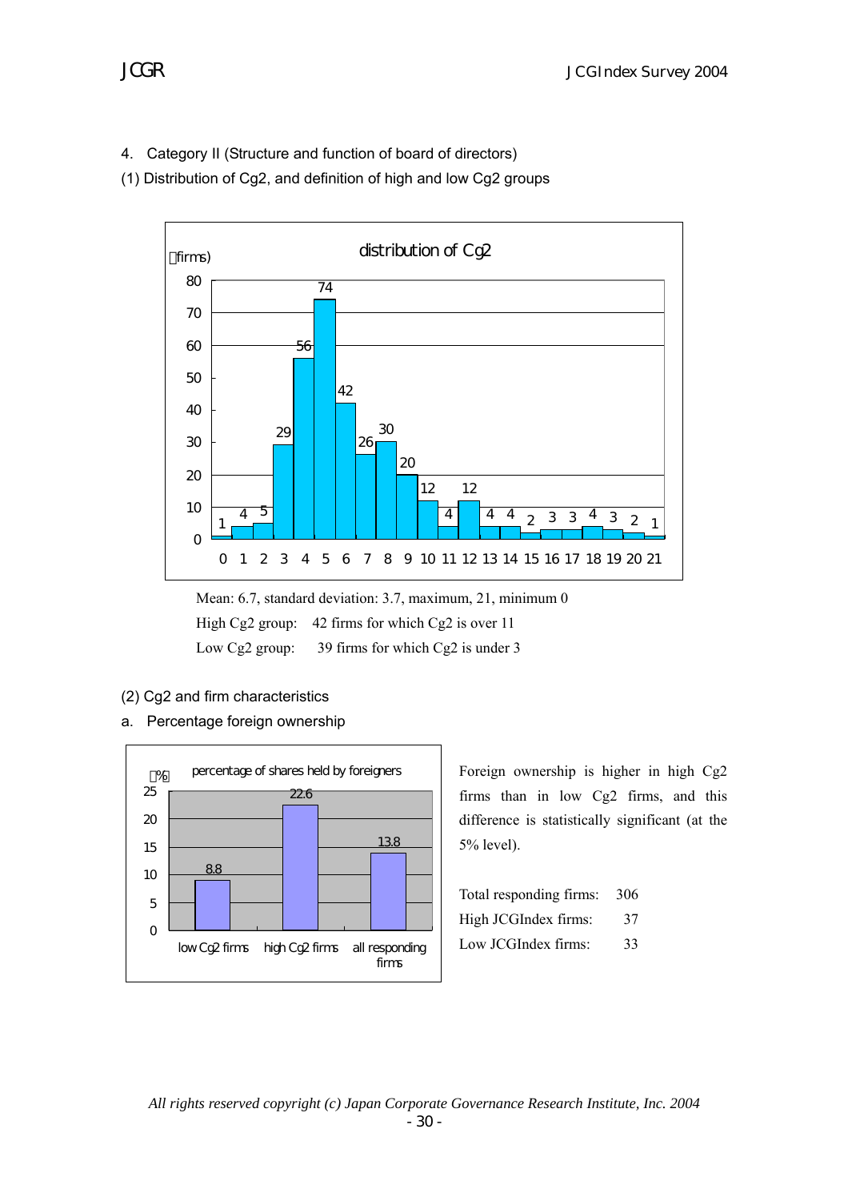4. Category II (Structure and function of board of directors)

(1) Distribution of Cg2, and definition of high and low Cg2 groups

distribution of Cg2

(firms)

| Cg2 | 0 | 1 | 2 | 3 | 4 | 5 | 6 | 7 | 8 | 9 | 10 | 11 | 12 | 13 | 14 | 15 | 16 | 17 | 18 | 19 | 20 | 21 |
|---|---|---|---|---|---|---|---|---|---|---|---|---|---|---|---|---|---|---|---|---|---|---|
| firms | 1 | 4 | 5 | 29 | 56 | 74 | 42 | 26 | 30 | 20 | 12 | 4 | 12 | 4 | 4 | 2 | 3 | 3 | 4 | 3 | 2 | 1 |

Mean: 6.7, standard deviation: 3.7, maximum, 21, minimum 0

High Cg2 group: 42 firms for which Cg2 is over 11

Low Cg2 group: 39 firms for which Cg2 is under 3

(2) Cg2 and firm characteristics

a. Percentage foreign ownership

percentage of shares held by foreigners

(%)

| | low Cg2 firms | high Cg2 firms | all responding firms |
|---|---|---|---|
| % | 8.8 | 22.6 | 13.8 |

Foreign ownership is higher in high Cg2 firms than in low Cg2 firms, and this difference is statistically significant (at the 5% level).

| | |
|---|---|
| Total responding firms: | 306 |
| High JCGIndex firms: | 37 |
| Low JCGIndex firms: | 33 |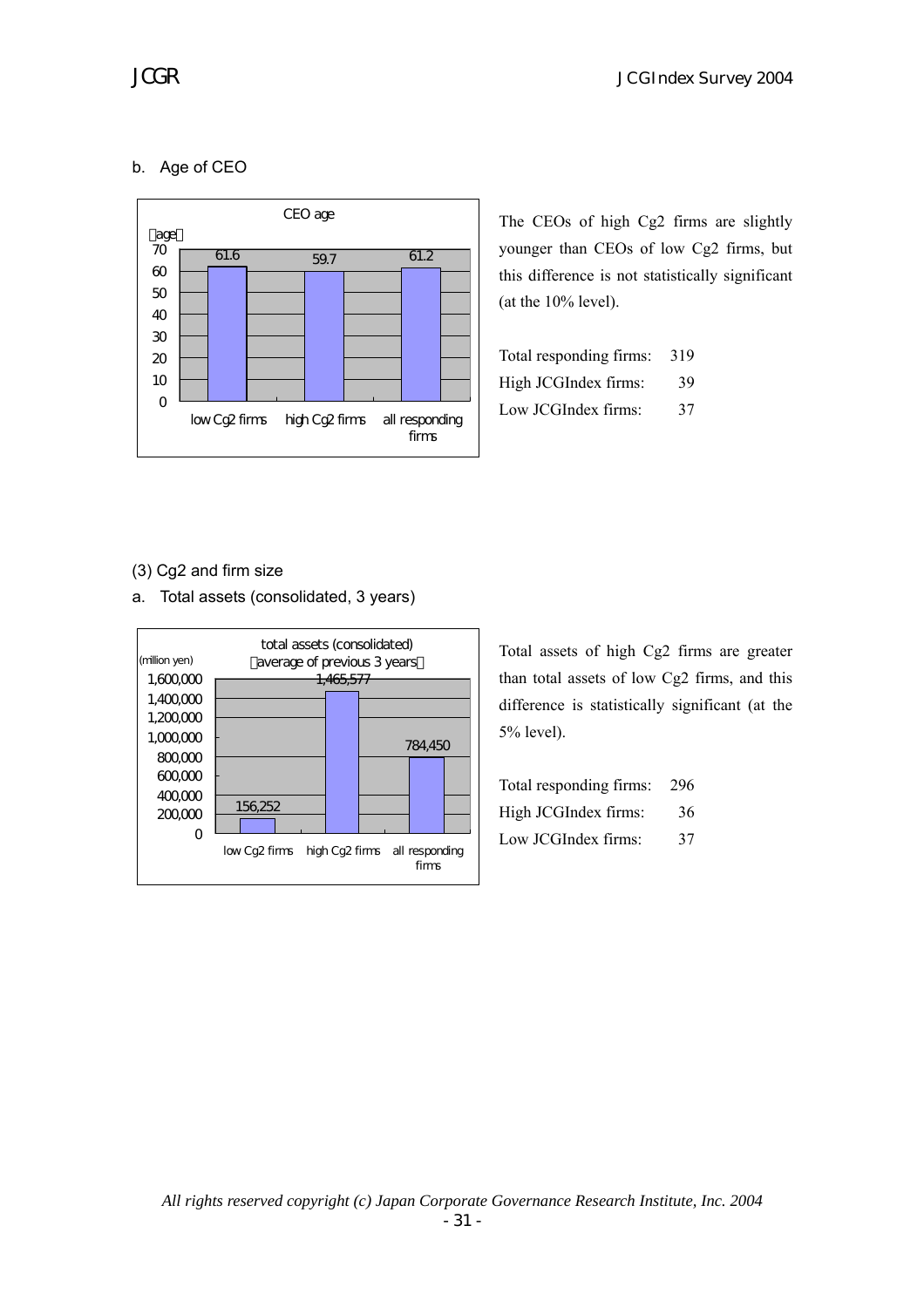b. Age of CEO

CEO age

| | low Cg2 firms | high Cg2 firms | all responding firms |
|---|---|---|---|
| age | 61.6 | 59.7 | 61.2 |

The CEOs of high Cg2 firms are slightly younger than CEOs of low Cg2 firms, but this difference is not statistically significant (at the 10% level).

| | |
|---|---|
| Total responding firms: | 319 |
| High JCGIndex firms: | 39 |
| Low JCGIndex firms: | 37 |

(3) Cg2 and firm size

a. Total assets (consolidated, 3 years)

total assets (consolidated) (average of previous 3 years)

| | low Cg2 firms | high Cg2 firms | all responding firms |
|---|---|---|---|
| (million yen) | 156,252 | 1,465,577 | 784,450 |

Total assets of high Cg2 firms are greater than total assets of low Cg2 firms, and this difference is statistically significant (at the 5% level).

| | |
|---|---|
| Total responding firms: | 296 |
| High JCGIndex firms: | 36 |
| Low JCGIndex firms: | 37 |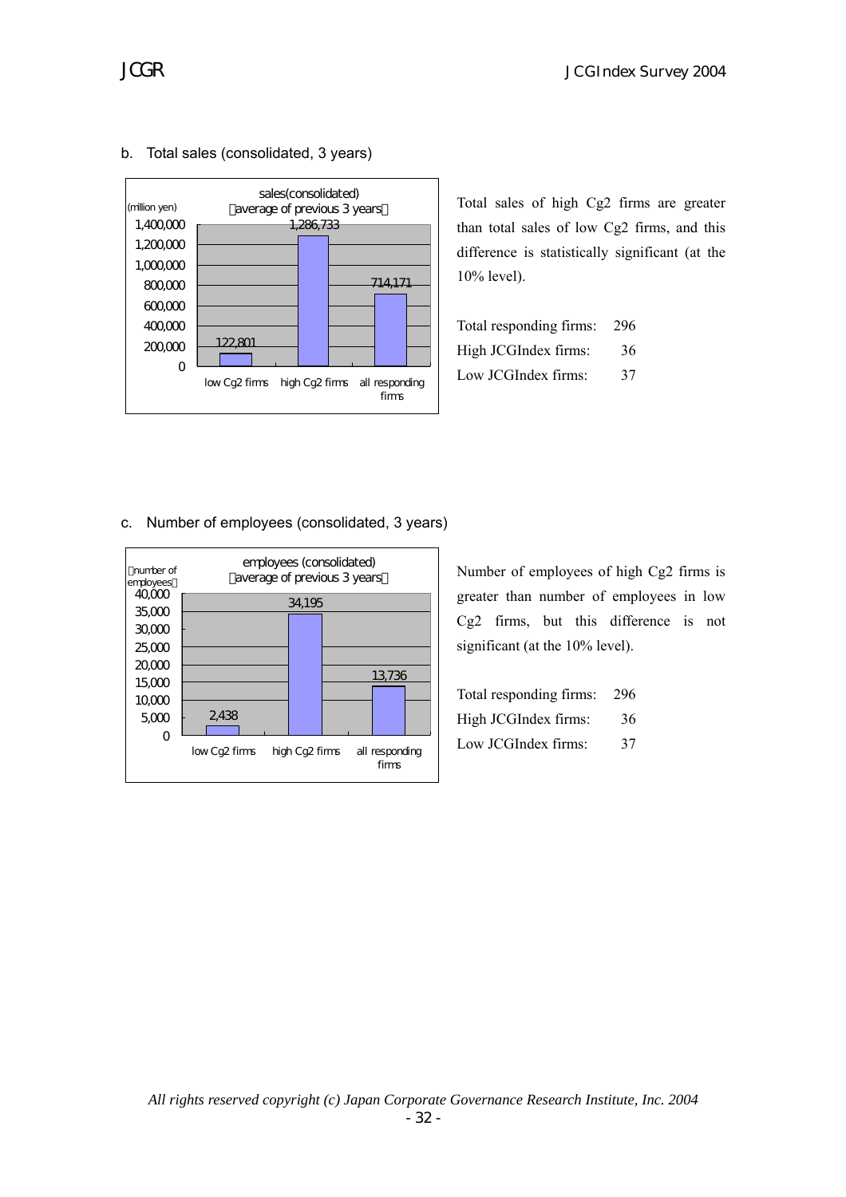b. Total sales (consolidated, 3 years)

sales(consolidated)
(average of previous 3 years)

(million yen)

| | low Cg2 firms | high Cg2 firms | all responding firms |
|---|---|---|---|
| sales | 122,801 | 1,286,733 | 714,171 |

Total sales of high Cg2 firms are greater than total sales of low Cg2 firms, and this difference is statistically significant (at the 10% level).

| | |
|---|---|
| Total responding firms: | 296 |
| High JCGIndex firms: | 36 |
| Low JCGIndex firms: | 37 |

c. Number of employees (consolidated, 3 years)

employees (consolidated)
(average of previous 3 years)

(number of employees)

| | low Cg2 firms | high Cg2 firms | all responding firms |
|---|---|---|---|
| employees | 2,438 | 34,195 | 13,736 |

Number of employees of high Cg2 firms is greater than number of employees in low Cg2 firms, but this difference is not significant (at the 10% level).

| | |
|---|---|
| Total responding firms: | 296 |
| High JCGIndex firms: | 36 |
| Low JCGIndex firms: | 37 |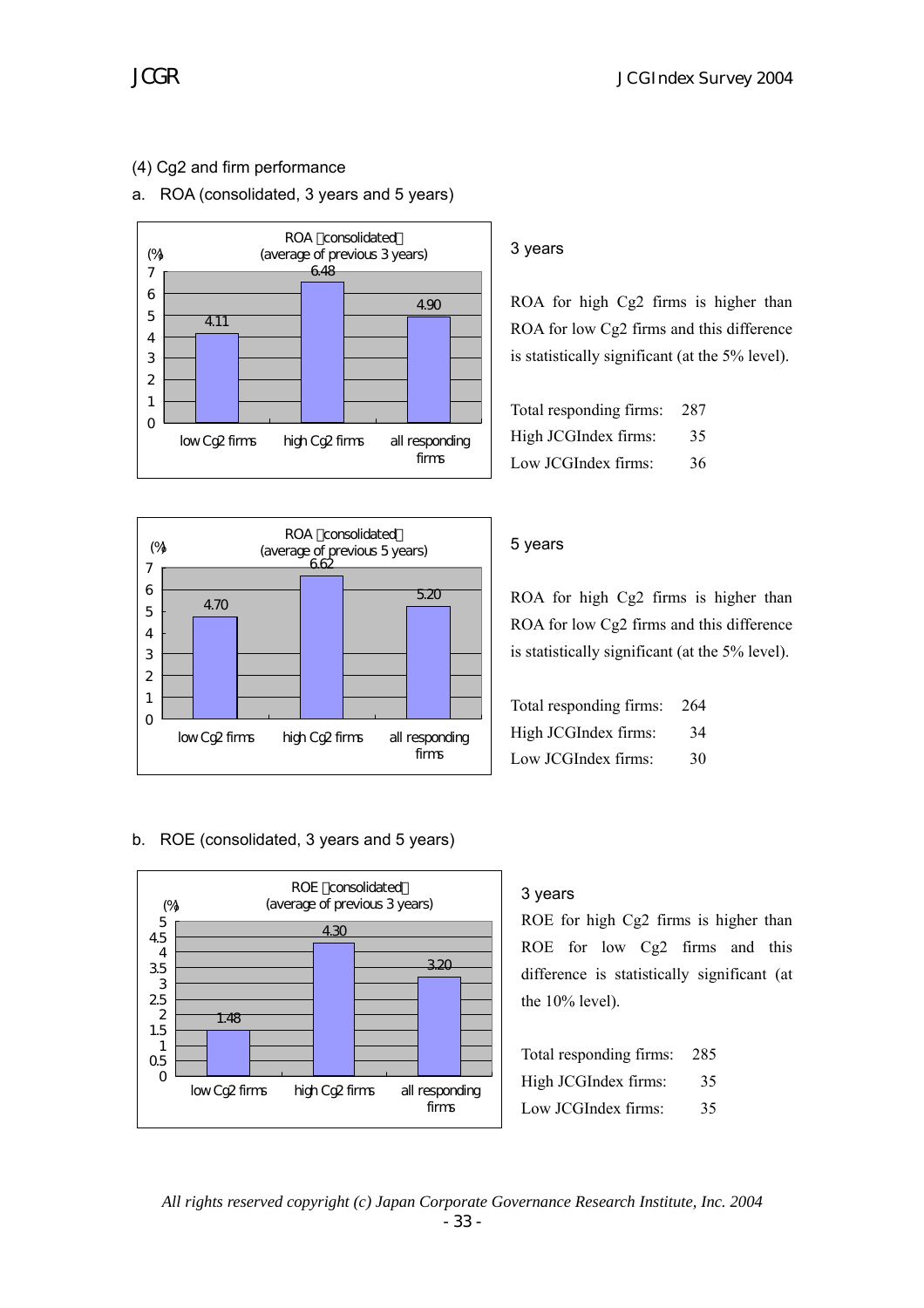### (4) Cg2 and firm performance

a. ROA (consolidated, 3 years and 5 years)

ROA（consolidated）
(average of previous 3 years)

| | low Cg2 firms | high Cg2 firms | all responding firms |
|---|---|---|---|
| (%) | 4.11 | 6.48 | 4.90 |

**3 years**

ROA for high Cg2 firms is higher than ROA for low Cg2 firms and this difference is statistically significant (at the 5% level).

| | |
|---|---|
| Total responding firms: | 287 |
| High JCGIndex firms: | 35 |
| Low JCGIndex firms: | 36 |

ROA（consolidated）
(average of previous 5 years)

| | low Cg2 firms | high Cg2 firms | all responding firms |
|---|---|---|---|
| (%) | 4.70 | 6.62 | 5.20 |

**5 years**

ROA for high Cg2 firms is higher than ROA for low Cg2 firms and this difference is statistically significant (at the 5% level).

| | |
|---|---|
| Total responding firms: | 264 |
| High JCGIndex firms: | 34 |
| Low JCGIndex firms: | 30 |

b. ROE (consolidated, 3 years and 5 years)

ROE（consolidated）
(average of previous 3 years)

| | low Cg2 firms | high Cg2 firms | all responding firms |
|---|---|---|---|
| (%) | 1.48 | 4.30 | 3.20 |

**3 years**

ROE for high Cg2 firms is higher than ROE for low Cg2 firms and this difference is statistically significant (at the 10% level).

| | |
|---|---|
| Total responding firms: | 285 |
| High JCGIndex firms: | 35 |
| Low JCGIndex firms: | 35 |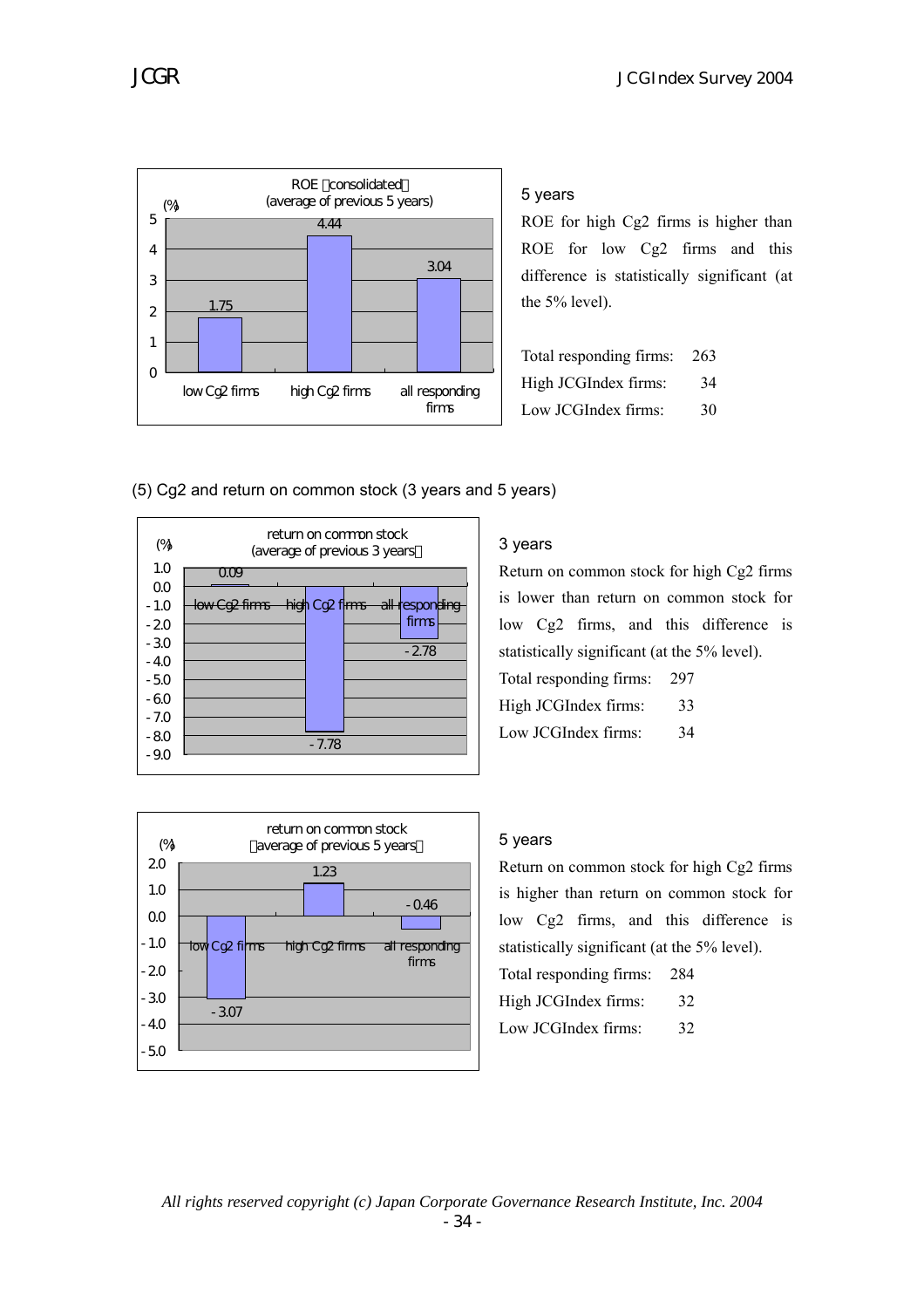ROE（consolidated）
(average of previous 5 years)

| (%) | low Cg2 firms | high Cg2 firms | all responding firms |
|---|---|---|---|
| ROE | 1.75 | 4.44 | 3.04 |

5 years

ROE for high Cg2 firms is higher than ROE for low Cg2 firms and this difference is statistically significant (at the 5% level).

Total responding firms: 263
High JCGIndex firms: 34
Low JCGIndex firms: 30

(5) Cg2 and return on common stock (3 years and 5 years)

return on common stock
(average of previous 3 years）

| (%) | low Cg2 firms | high Cg2 firms | all responding firms |
|---|---|---|---|
| return on common stock | 0.09 | -7.78 | -2.78 |

3 years

Return on common stock for high Cg2 firms is lower than return on common stock for low Cg2 firms, and this difference is statistically significant (at the 5% level).

Total responding firms: 297
High JCGIndex firms: 33
Low JCGIndex firms: 34

return on common stock
（average of previous 5 years）

| (%) | low Cg2 firms | high Cg2 firms | all responding firms |
|---|---|---|---|
| return on common stock | -3.07 | 1.23 | -0.46 |

5 years

Return on common stock for high Cg2 firms is higher than return on common stock for low Cg2 firms, and this difference is statistically significant (at the 5% level).

Total responding firms: 284
High JCGIndex firms: 32
Low JCGIndex firms: 32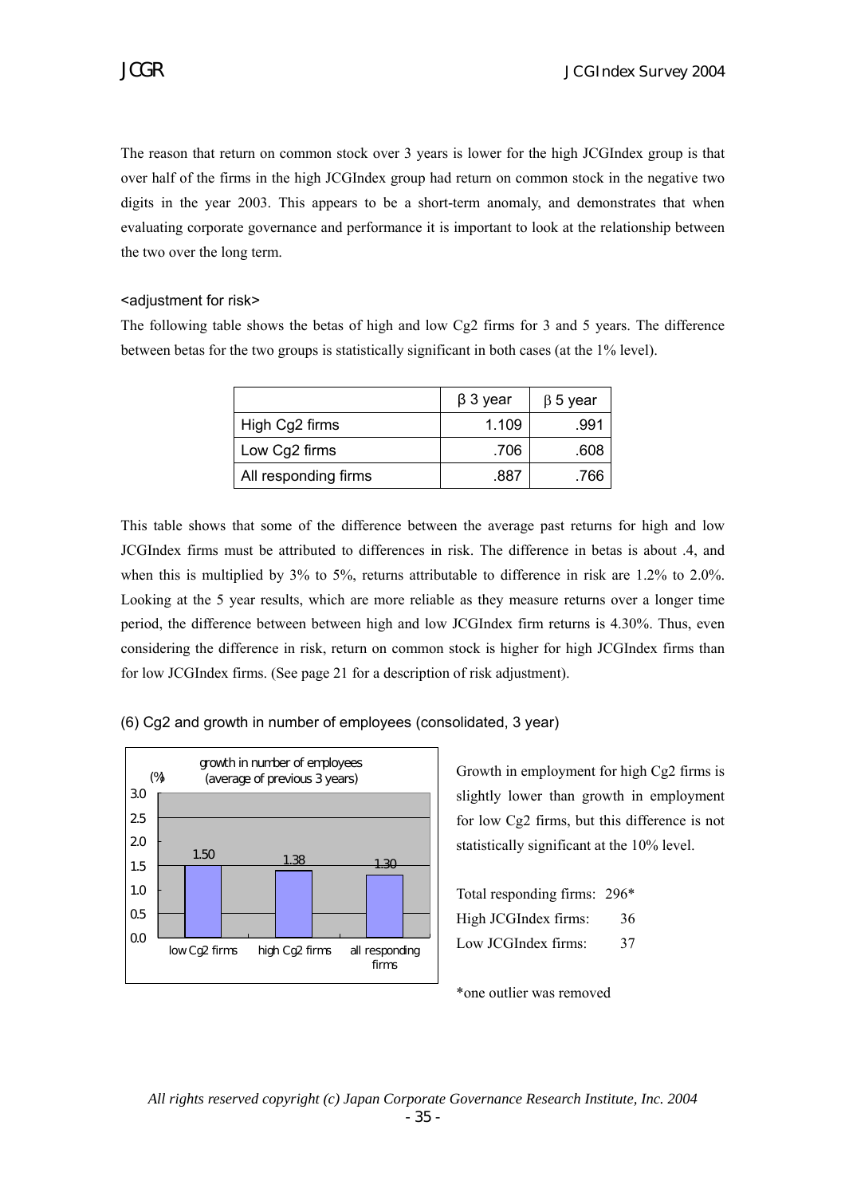The reason that return on common stock over 3 years is lower for the high JCGIndex group is that over half of the firms in the high JCGIndex group had return on common stock in the negative two digits in the year 2003. This appears to be a short-term anomaly, and demonstrates that when evaluating corporate governance and performance it is important to look at the relationship between the two over the long term.

<adjustment for risk>

The following table shows the betas of high and low Cg2 firms for 3 and 5 years. The difference between betas for the two groups is statistically significant in both cases (at the 1% level).

| | β 3 year | β 5 year |
|---|---|---|
| High Cg2 firms | 1.109 | .991 |
| Low Cg2 firms | .706 | .608 |
| All responding firms | .887 | .766 |

This table shows that some of the difference between the average past returns for high and low JCGIndex firms must be attributed to differences in risk. The difference in betas is about .4, and when this is multiplied by 3% to 5%, returns attributable to difference in risk are 1.2% to 2.0%. Looking at the 5 year results, which are more reliable as they measure returns over a longer time period, the difference between between high and low JCGIndex firm returns is 4.30%. Thus, even considering the difference in risk, return on common stock is higher for high JCGIndex firms than for low JCGIndex firms. (See page 21 for a description of risk adjustment).

(6) Cg2 and growth in number of employees (consolidated, 3 year)

growth in number of employees (average of previous 3 years)

| (%) | low Cg2 firms | high Cg2 firms | all responding firms |
|---|---|---|---|
| growth in number of employees | 1.50 | 1.38 | 1.30 |

Growth in employment for high Cg2 firms is slightly lower than growth in employment for low Cg2 firms, but this difference is not statistically significant at the 10% level.

Total responding firms: 296*
High JCGIndex firms: 36
Low JCGIndex firms: 37

*one outlier was removed

*All rights reserved copyright (c) Japan Corporate Governance Research Institute, Inc. 2004*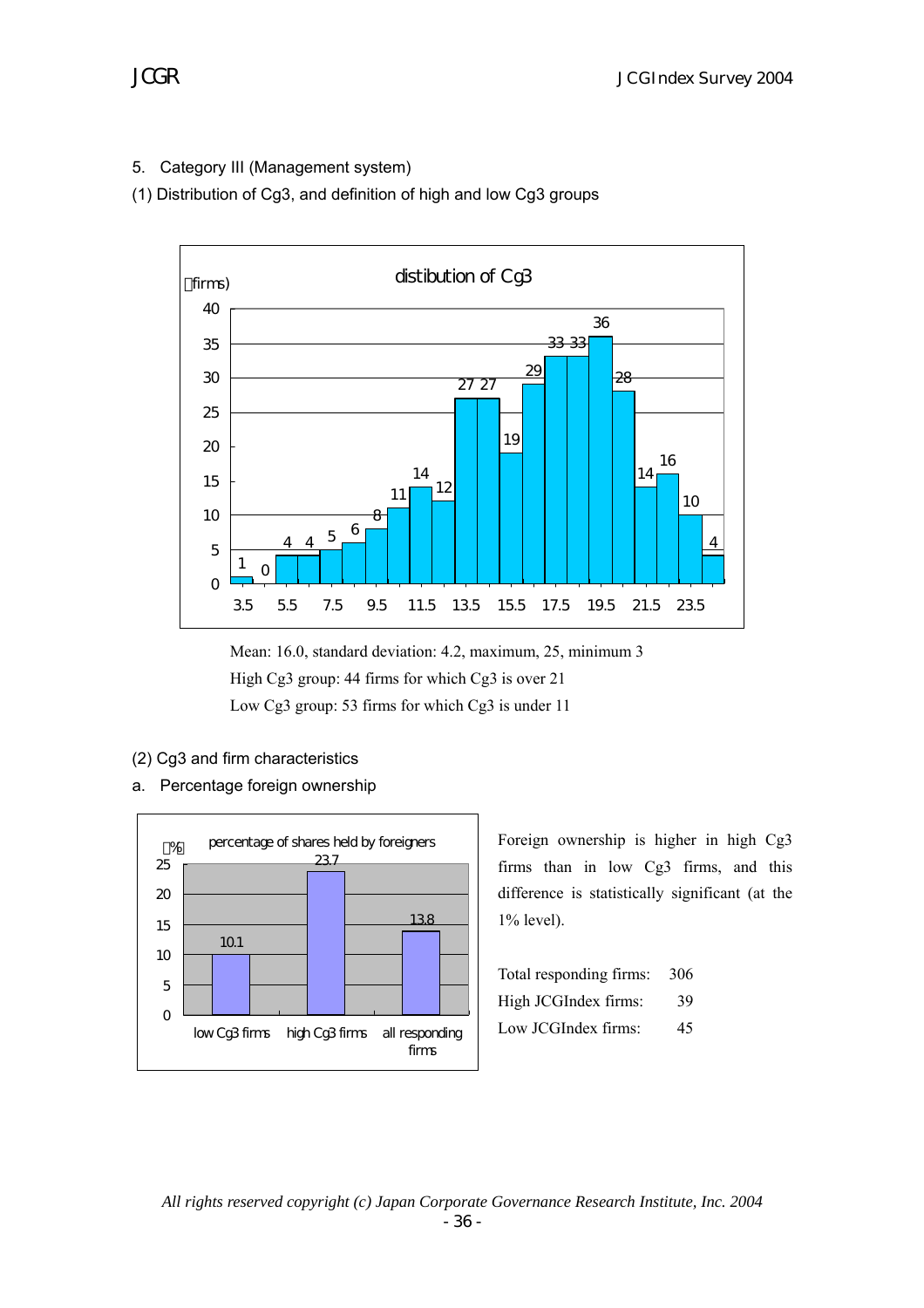5. Category III (Management system)

(1) Distribution of Cg3, and definition of high and low Cg3 groups

distibution of Cg3

| Cg3 | firms |
|---|---|
| 3.5 | 1 |
| | 0 |
| 5.5 | 4 |
| | 4 |
| 7.5 | 5 |
| | 6 |
| 9.5 | 8 |
| | 11 |
| 11.5 | 14 |
| | 12 |
| 13.5 | 27 |
| | 27 |
| 15.5 | 19 |
| | 29 |
| 17.5 | 33 |
| | 33 |
| 19.5 | 36 |
| | 28 |
| 21.5 | 14 |
| | 16 |
| 23.5 | 10 |
| | 4 |

Mean: 16.0, standard deviation: 4.2, maximum, 25, minimum 3

High Cg3 group: 44 firms for which Cg3 is over 21

Low Cg3 group: 53 firms for which Cg3 is under 11

(2) Cg3 and firm characteristics

a. Percentage foreign ownership

percentage of shares held by foreigners (%)

| | low Cg3 firms | high Cg3 firms | all responding firms |
|---|---|---|---|
| % | 10.1 | 23.7 | 13.8 |

Foreign ownership is higher in high Cg3 firms than in low Cg3 firms, and this difference is statistically significant (at the 1% level).

Total responding firms: 306

High JCGIndex firms: 39

Low JCGIndex firms: 45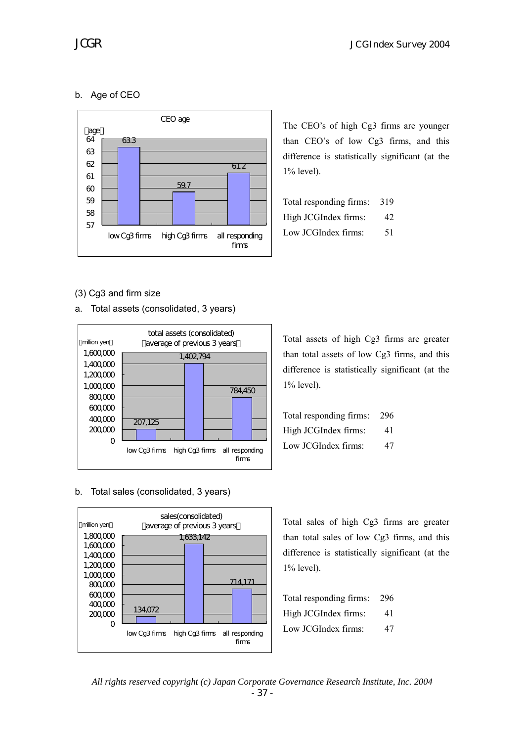b. Age of CEO

CEO age

(age)

| | low Cg3 firms | high Cg3 firms | all responding firms |
|---|---|---|---|
| CEO age | 63.3 | 59.7 | 61.2 |

The CEO's of high Cg3 firms are younger than CEO's of low Cg3 firms, and this difference is statistically significant (at the 1% level).

| | |
|---|---|
| Total responding firms: | 319 |
| High JCGIndex firms: | 42 |
| Low JCGIndex firms: | 51 |

(3) Cg3 and firm size

a. Total assets (consolidated, 3 years)

total assets (consolidated) (average of previous 3 years)

(million yen)

| | low Cg3 firms | high Cg3 firms | all responding firms |
|---|---|---|---|
| total assets | 207,125 | 1,402,794 | 784,450 |

Total assets of high Cg3 firms are greater than total assets of low Cg3 firms, and this difference is statistically significant (at the 1% level).

| | |
|---|---|
| Total responding firms: | 296 |
| High JCGIndex firms: | 41 |
| Low JCGIndex firms: | 47 |

b. Total sales (consolidated, 3 years)

sales(consolidated) (average of previous 3 years)

(million yen)

| | low Cg3 firms | high Cg3 firms | all responding firms |
|---|---|---|---|
| sales | 134,072 | 1,633,142 | 714,171 |

Total sales of high Cg3 firms are greater than total sales of low Cg3 firms, and this difference is statistically significant (at the 1% level).

| | |
|---|---|
| Total responding firms: | 296 |
| High JCGIndex firms: | 41 |
| Low JCGIndex firms: | 47 |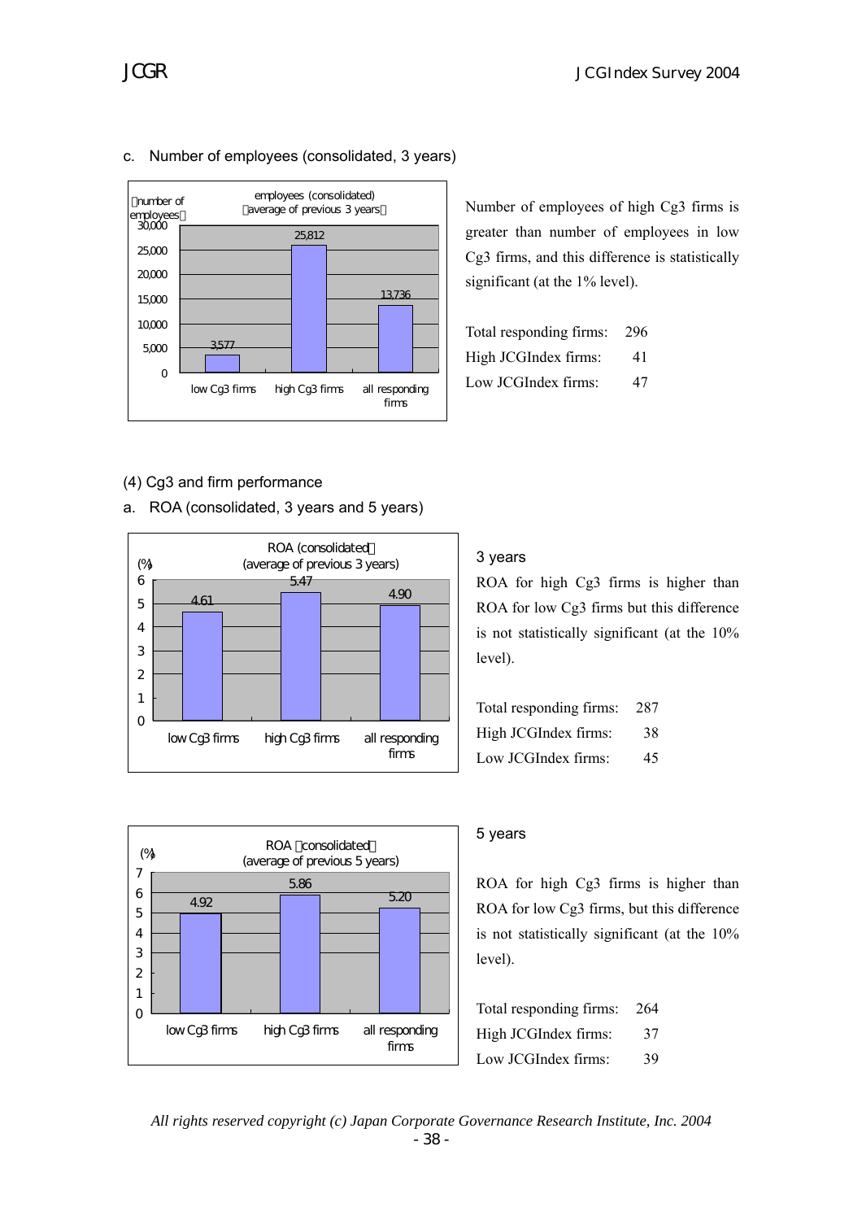c. Number of employees (consolidated, 3 years)

employees (consolidated) (average of previous 3 years)

| | low Cg3 firms | high Cg3 firms | all responding firms |
|---|---|---|---|
| number of employees | 3,577 | 25,812 | 13,736 |

Number of employees of high Cg3 firms is greater than number of employees in low Cg3 firms, and this difference is statistically significant (at the 1% level).

| | |
|---|---|
| Total responding firms: | 296 |
| High JCGIndex firms: | 41 |
| Low JCGIndex firms: | 47 |

(4) Cg3 and firm performance

a. ROA (consolidated, 3 years and 5 years)

ROA (consolidated) (average of previous 3 years)

| | low Cg3 firms | high Cg3 firms | all responding firms |
|---|---|---|---|
| (%) | 4.61 | 5.47 | 4.90 |

3 years

ROA for high Cg3 firms is higher than ROA for low Cg3 firms but this difference is not statistically significant (at the 10% level).

| | |
|---|---|
| Total responding firms: | 287 |
| High JCGIndex firms: | 38 |
| Low JCGIndex firms: | 45 |

ROA (consolidated) (average of previous 5 years)

| | low Cg3 firms | high Cg3 firms | all responding firms |
|---|---|---|---|
| (%) | 4.92 | 5.86 | 5.20 |

5 years

ROA for high Cg3 firms is higher than ROA for low Cg3 firms, but this difference is not statistically significant (at the 10% level).

| | |
|---|---|
| Total responding firms: | 264 |
| High JCGIndex firms: | 37 |
| Low JCGIndex firms: | 39 |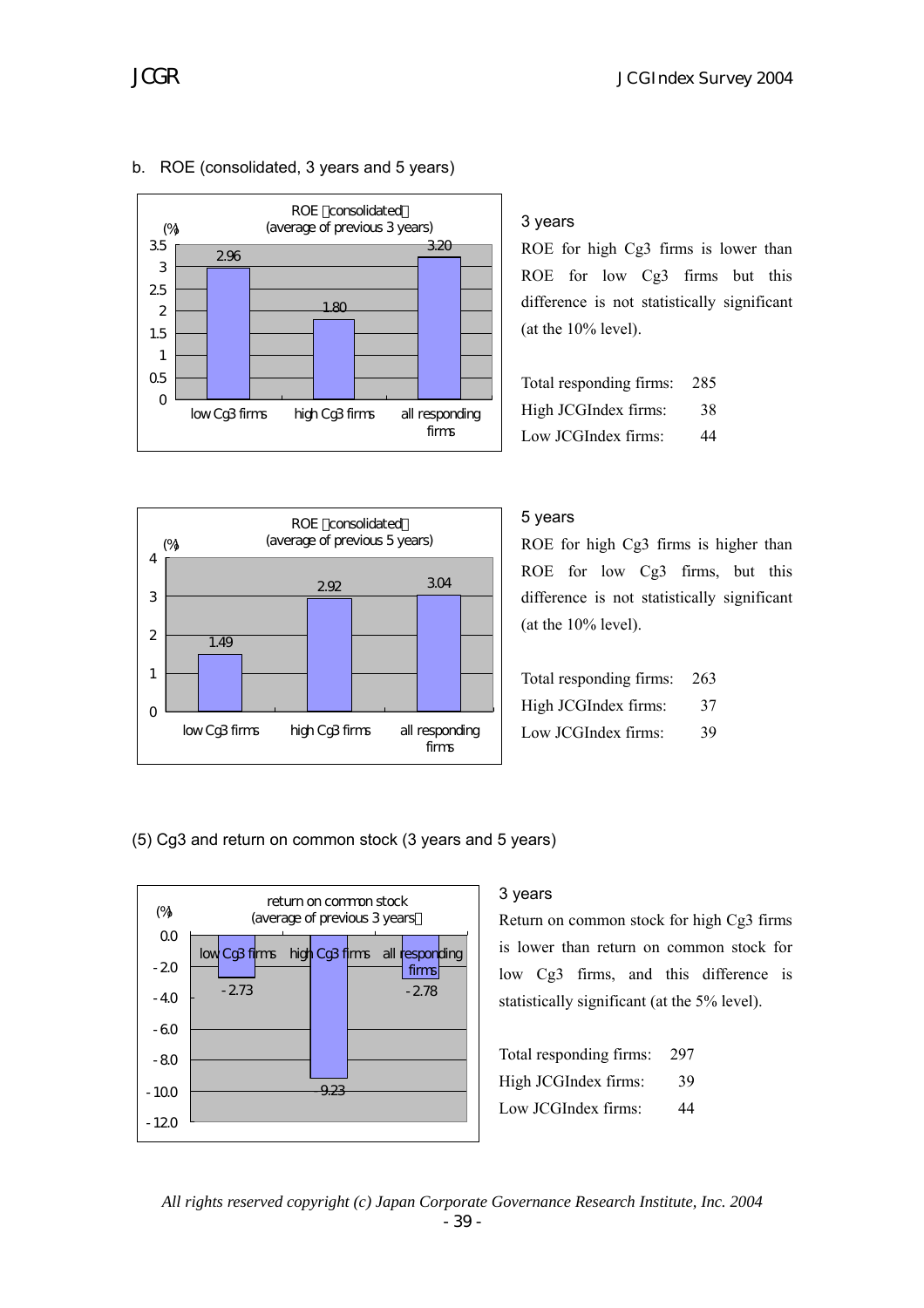b. ROE (consolidated, 3 years and 5 years)

ROE (consolidated) (average of previous 3 years)

| | (%) |
|---|---|
| low Cg3 firms | 2.96 |
| high Cg3 firms | 1.80 |
| all responding firms | 3.20 |

3 years

ROE for high Cg3 firms is lower than ROE for low Cg3 firms but this difference is not statistically significant (at the 10% level).

| | |
|---|---|
| Total responding firms: | 285 |
| High JCGIndex firms: | 38 |
| Low JCGIndex firms: | 44 |

ROE (consolidated) (average of previous 5 years)

| | (%) |
|---|---|
| low Cg3 firms | 1.49 |
| high Cg3 firms | 2.92 |
| all responding firms | 3.04 |

5 years

ROE for high Cg3 firms is higher than ROE for low Cg3 firms, but this difference is not statistically significant (at the 10% level).

| | |
|---|---|
| Total responding firms: | 263 |
| High JCGIndex firms: | 37 |
| Low JCGIndex firms: | 39 |

(5) Cg3 and return on common stock (3 years and 5 years)

return on common stock (average of previous 3 years)

| | (%) |
|---|---|
| low Cg3 firms | -2.73 |
| high Cg3 firms | -9.23 |
| all responding firms | -2.78 |

3 years

Return on common stock for high Cg3 firms is lower than return on common stock for low Cg3 firms, and this difference is statistically significant (at the 5% level).

| | |
|---|---|
| Total responding firms: | 297 |
| High JCGIndex firms: | 39 |
| Low JCGIndex firms: | 44 |

*All rights reserved copyright (c) Japan Corporate Governance Research Institute, Inc. 2004*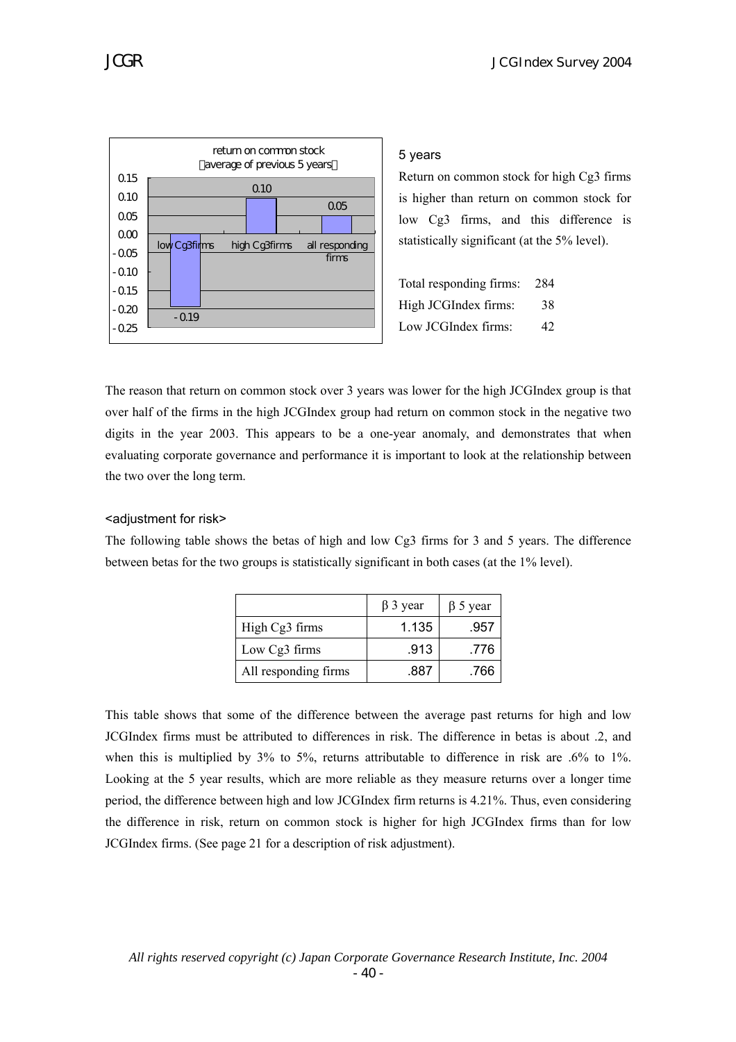### 5 years

Return on common stock for high Cg3 firms is higher than return on common stock for low Cg3 firms, and this difference is statistically significant (at the 5% level).

| | |
|---|---|
| Total responding firms: | 284 |
| High JCGIndex firms: | 38 |
| Low JCGIndex firms: | 42 |

The reason that return on common stock over 3 years was lower for the high JCGIndex group is that over half of the firms in the high JCGIndex group had return on common stock in the negative two digits in the year 2003. This appears to be a one-year anomaly, and demonstrates that when evaluating corporate governance and performance it is important to look at the relationship between the two over the long term.

<adjustment for risk>

The following table shows the betas of high and low Cg3 firms for 3 and 5 years. The difference between betas for the two groups is statistically significant in both cases (at the 1% level).

| | β 3 year | β 5 year |
|---|---|---|
| High Cg3 firms | 1.135 | .957 |
| Low Cg3 firms | .913 | .776 |
| All responding firms | .887 | .766 |

This table shows that some of the difference between the average past returns for high and low JCGIndex firms must be attributed to differences in risk. The difference in betas is about .2, and when this is multiplied by 3% to 5%, returns attributable to difference in risk are .6% to 1%. Looking at the 5 year results, which are more reliable as they measure returns over a longer time period, the difference between high and low JCGIndex firm returns is 4.21%. Thus, even considering the difference in risk, return on common stock is higher for high JCGIndex firms than for low JCGIndex firms. (See page 21 for a description of risk adjustment).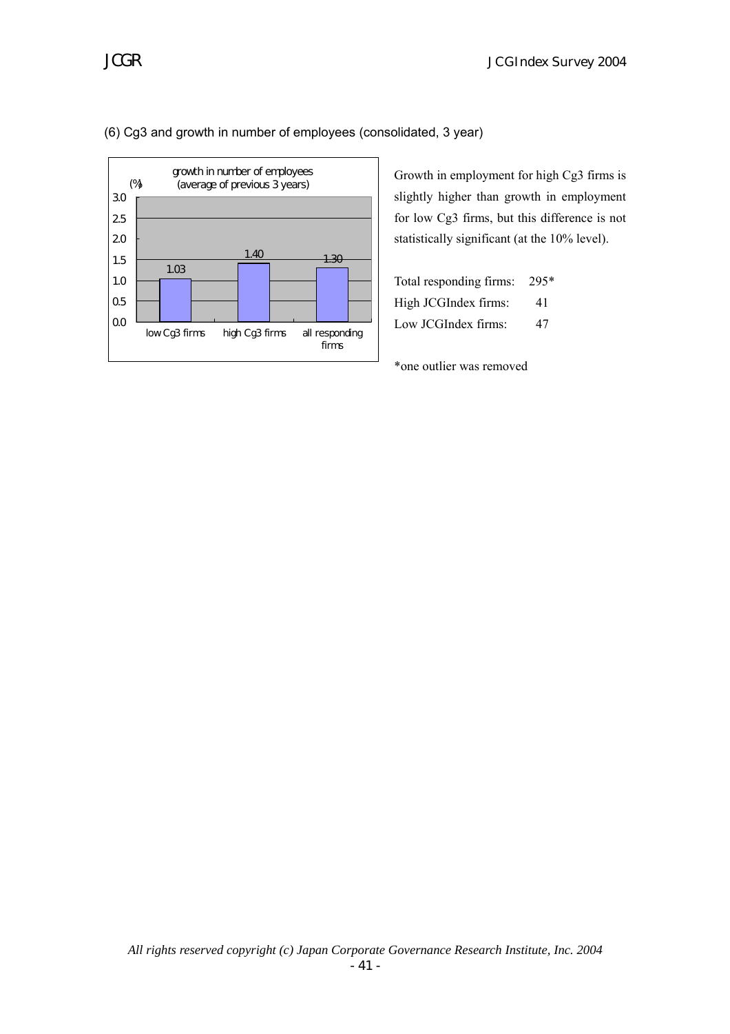(6) Cg3 and growth in number of employees (consolidated, 3 year)

growth in number of employees (average of previous 3 years)

| | low Cg3 firms | high Cg3 firms | all responding firms |
|---|---|---|---|
| (%) | 1.03 | 1.40 | 1.30 |

Growth in employment for high Cg3 firms is slightly higher than growth in employment for low Cg3 firms, but this difference is not statistically significant (at the 10% level).

Total responding firms: 295*
High JCGIndex firms: 41
Low JCGIndex firms: 47

*one outlier was removed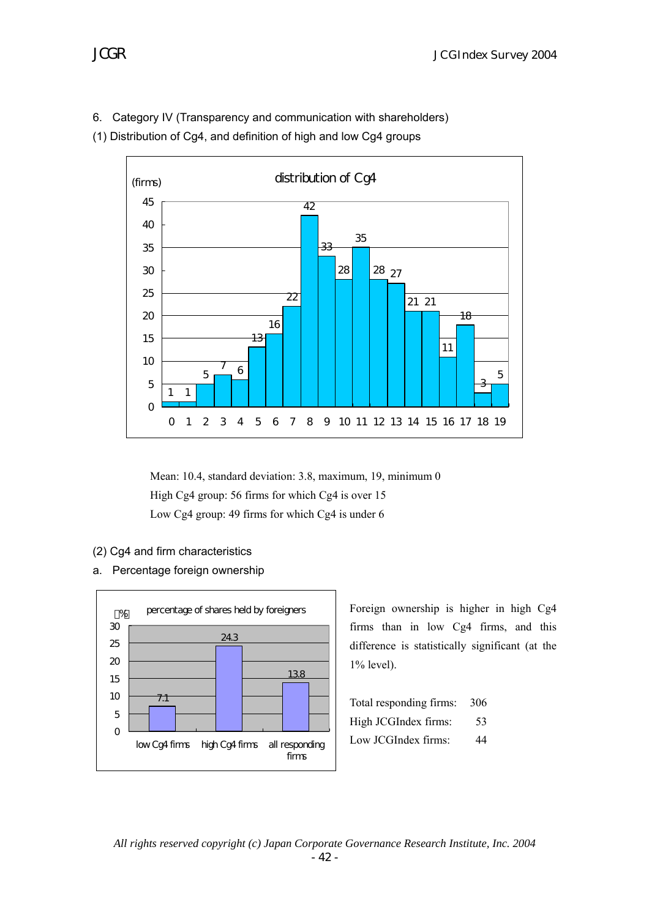## 6. Category IV (Transparency and communication with shareholders)

### (1) Distribution of Cg4, and definition of high and low Cg4 groups

distribution of Cg4

(firms)

| Cg4 | 0 | 1 | 2 | 3 | 4 | 5 | 6 | 7 | 8 | 9 | 10 | 11 | 12 | 13 | 14 | 15 | 16 | 17 | 18 | 19 |
|---|---|---|---|---|---|---|---|---|---|---|---|---|---|---|---|---|---|---|---|---|
| firms | 1 | 1 | 5 | 7 | 6 | 13 | 16 | 22 | 42 | 33 | 28 | 35 | 28 | 27 | 21 | 21 | 11 | 18 | 3 | 5 |

Mean: 10.4, standard deviation: 3.8, maximum, 19, minimum 0

High Cg4 group: 56 firms for which Cg4 is over 15

Low Cg4 group: 49 firms for which Cg4 is under 6

### (2) Cg4 and firm characteristics

a. Percentage foreign ownership

percentage of shares held by foreigners (%)

| | low Cg4 firms | high Cg4 firms | all responding firms |
|---|---|---|---|
| % | 7.1 | 24.3 | 13.8 |

Foreign ownership is higher in high Cg4 firms than in low Cg4 firms, and this difference is statistically significant (at the 1% level).

| | |
|---|---|
| Total responding firms: | 306 |
| High JCGIndex firms: | 53 |
| Low JCGIndex firms: | 44 |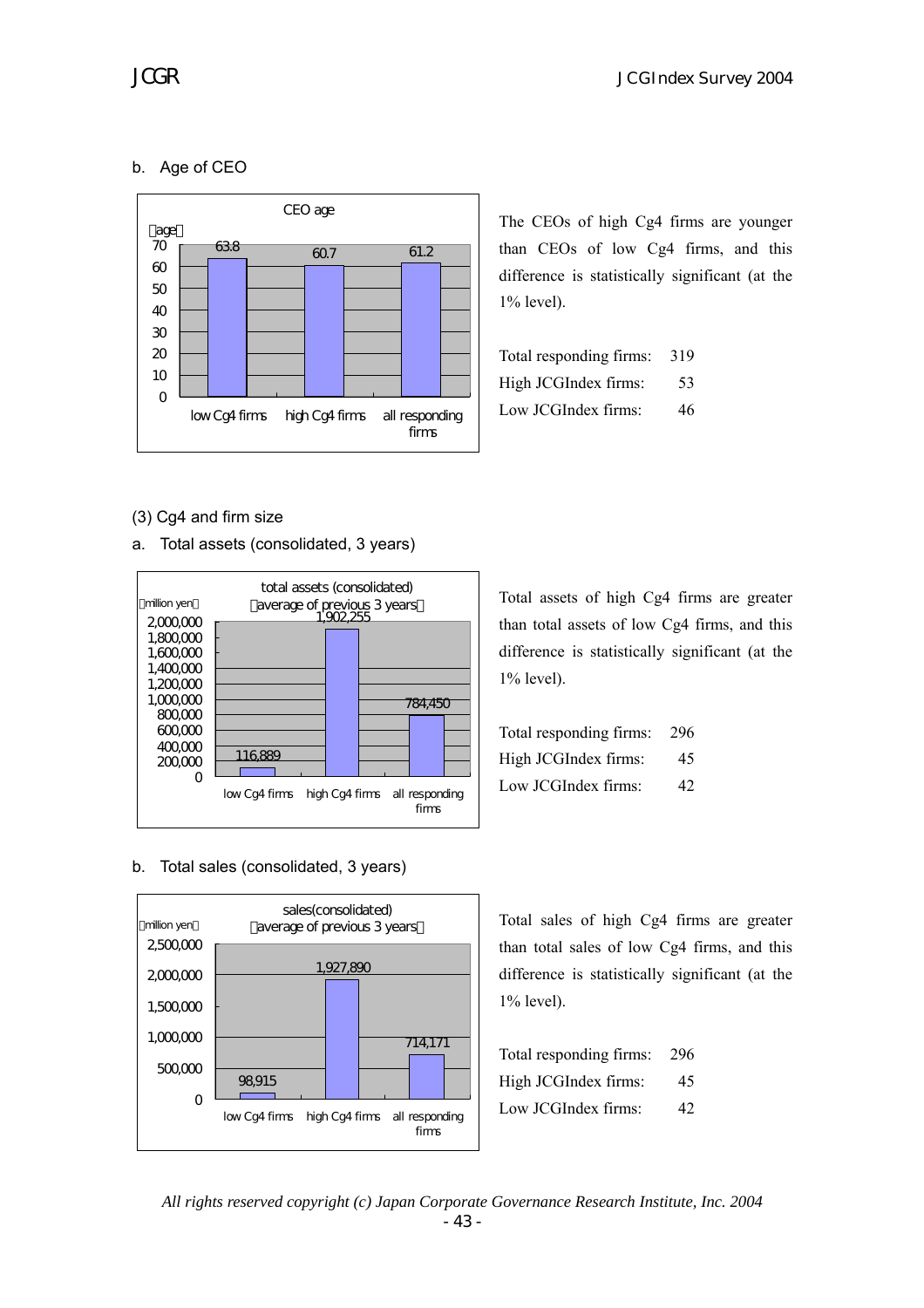b. Age of CEO

CEO age

(age)

| | low Cg4 firms | high Cg4 firms | all responding firms |
|---|---|---|---|
| CEO age | 63.8 | 60.7 | 61.2 |

The CEOs of high Cg4 firms are younger than CEOs of low Cg4 firms, and this difference is statistically significant (at the 1% level).

Total responding firms: 319
High JCGIndex firms: 53
Low JCGIndex firms: 46

(3) Cg4 and firm size

a. Total assets (consolidated, 3 years)

total assets (consolidated)
(average of previous 3 years)

(million yen)

| | low Cg4 firms | high Cg4 firms | all responding firms |
|---|---|---|---|
| total assets | 116,889 | 1,902,255 | 784,450 |

Total assets of high Cg4 firms are greater than total assets of low Cg4 firms, and this difference is statistically significant (at the 1% level).

Total responding firms: 296
High JCGIndex firms: 45
Low JCGIndex firms: 42

b. Total sales (consolidated, 3 years)

sales(consolidated)
(average of previous 3 years)

(million yen)

| | low Cg4 firms | high Cg4 firms | all responding firms |
|---|---|---|---|
| sales | 98,915 | 1,927,890 | 714,171 |

Total sales of high Cg4 firms are greater than total sales of low Cg4 firms, and this difference is statistically significant (at the 1% level).

Total responding firms: 296
High JCGIndex firms: 45
Low JCGIndex firms: 42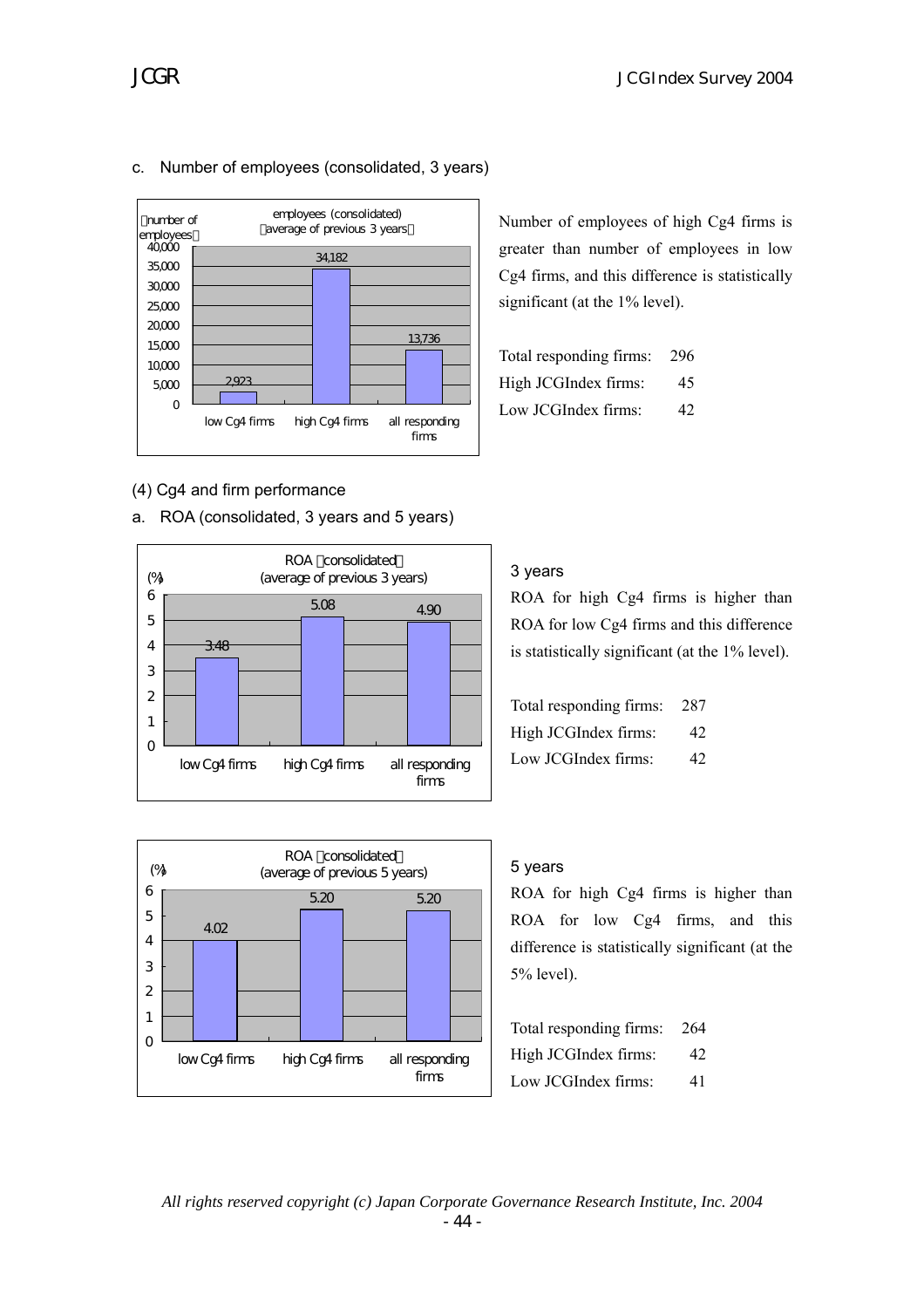c. Number of employees (consolidated, 3 years)

employees (consolidated) (average of previous 3 years)

| | low Cg4 firms | high Cg4 firms | all responding firms |
|---|---|---|---|
| number of employees | 2,923 | 34,182 | 13,736 |

Number of employees of high Cg4 firms is greater than number of employees in low Cg4 firms, and this difference is statistically significant (at the 1% level).

Total responding firms: 296
High JCGIndex firms: 45
Low JCGIndex firms: 42

(4) Cg4 and firm performance

a. ROA (consolidated, 3 years and 5 years)

ROA (consolidated) (average of previous 3 years)

| | low Cg4 firms | high Cg4 firms | all responding firms |
|---|---|---|---|
| (%) | 3.48 | 5.08 | 4.90 |

3 years

ROA for high Cg4 firms is higher than ROA for low Cg4 firms and this difference is statistically significant (at the 1% level).

Total responding firms: 287
High JCGIndex firms: 42
Low JCGIndex firms: 42

ROA (consolidated) (average of previous 5 years)

| | low Cg4 firms | high Cg4 firms | all responding firms |
|---|---|---|---|
| (%) | 4.02 | 5.20 | 5.20 |

5 years

ROA for high Cg4 firms is higher than ROA for low Cg4 firms, and this difference is statistically significant (at the 5% level).

Total responding firms: 264
High JCGIndex firms: 42
Low JCGIndex firms: 41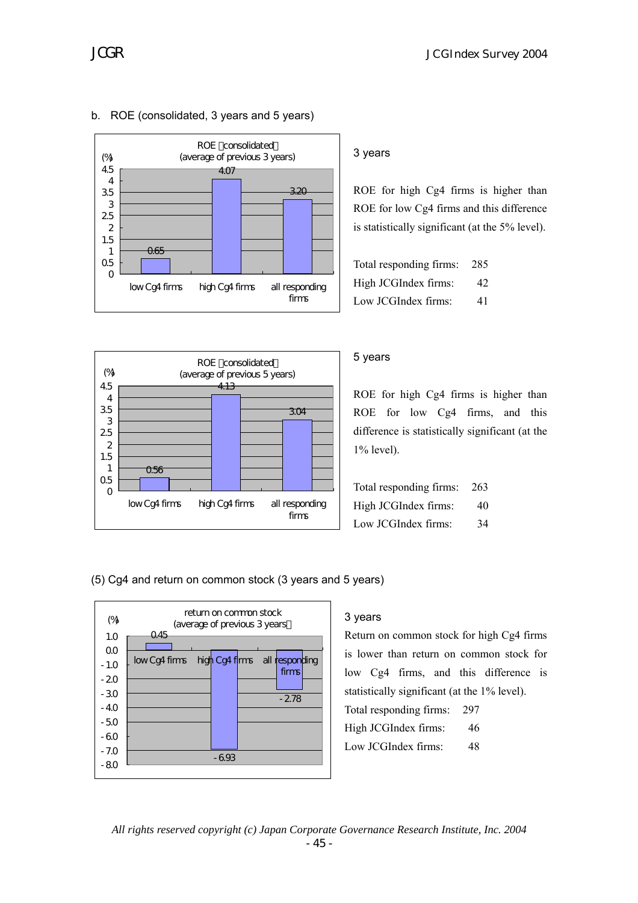b. ROE (consolidated, 3 years and 5 years)

ROE (consolidated)
(average of previous 3 years)

| (%) | low Cg4 firms | high Cg4 firms | all responding firms |
|---|---|---|---|
| ROE | 0.65 | 4.07 | 3.20 |

3 years

ROE for high Cg4 firms is higher than ROE for low Cg4 firms and this difference is statistically significant (at the 5% level).

| | |
|---|---|
| Total responding firms: | 285 |
| High JCGIndex firms: | 42 |
| Low JCGIndex firms: | 41 |

ROE (consolidated)
(average of previous 5 years)

| (%) | low Cg4 firms | high Cg4 firms | all responding firms |
|---|---|---|---|
| ROE | 0.56 | 4.13 | 3.04 |

5 years

ROE for high Cg4 firms is higher than ROE for low Cg4 firms, and this difference is statistically significant (at the 1% level).

| | |
|---|---|
| Total responding firms: | 263 |
| High JCGIndex firms: | 40 |
| Low JCGIndex firms: | 34 |

(5) Cg4 and return on common stock (3 years and 5 years)

return on common stock
(average of previous 3 years)

| (%) | low Cg4 firms | high Cg4 firms | all responding firms |
|---|---|---|---|
| return on common stock | 0.45 | -6.93 | -2.78 |

3 years

Return on common stock for high Cg4 firms is lower than return on common stock for low Cg4 firms, and this difference is statistically significant (at the 1% level).

| | |
|---|---|
| Total responding firms: | 297 |
| High JCGIndex firms: | 46 |
| Low JCGIndex firms: | 48 |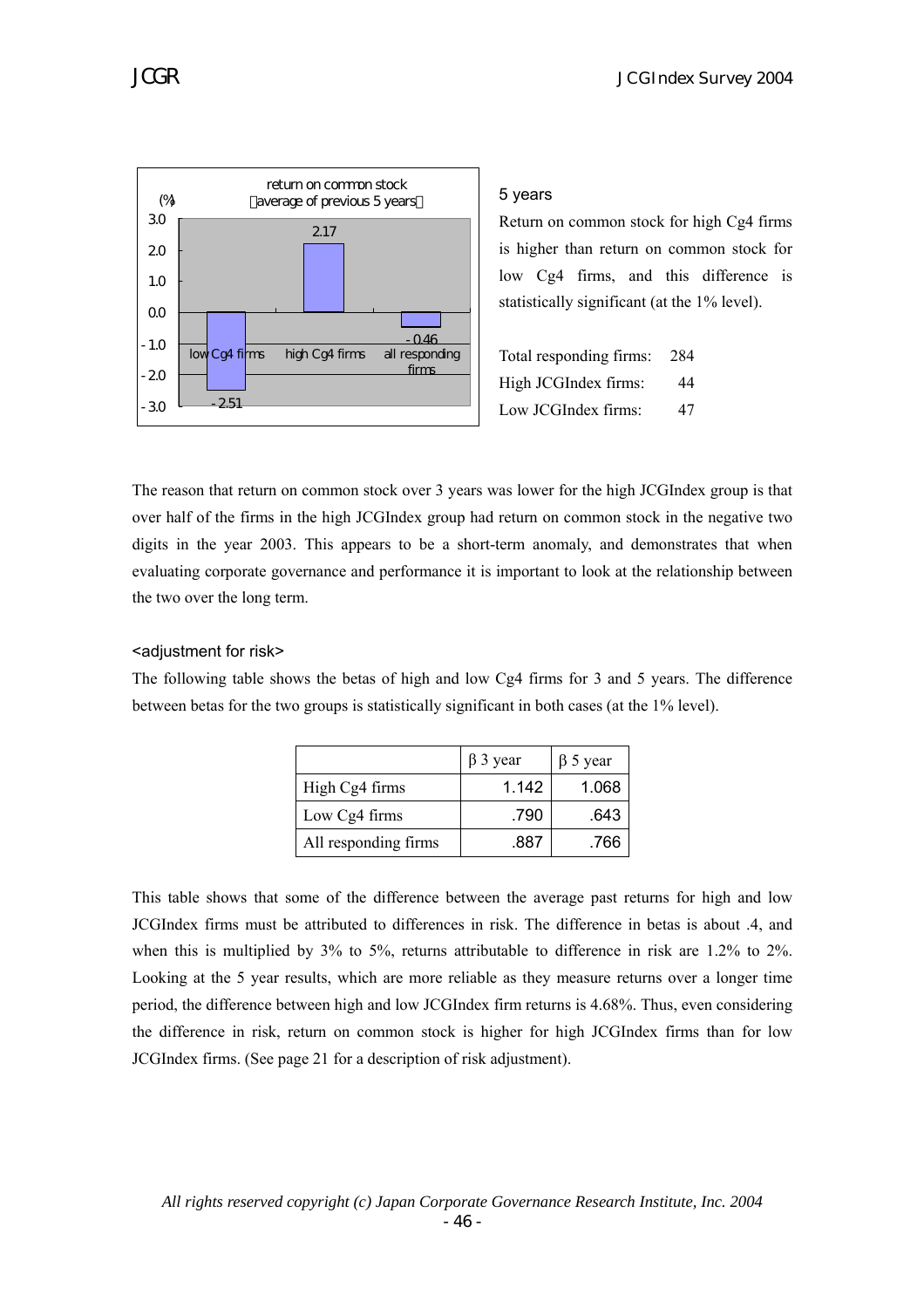return on common stock
(average of previous 5 years)

| | low Cg4 firms | high Cg4 firms | all responding firms |
|---|---|---|---|
| (%) | -2.51 | 2.17 | -0.46 |

5 years

Return on common stock for high Cg4 firms is higher than return on common stock for low Cg4 firms, and this difference is statistically significant (at the 1% level).

Total responding firms: 284
High JCGIndex firms: 44
Low JCGIndex firms: 47

The reason that return on common stock over 3 years was lower for the high JCGIndex group is that over half of the firms in the high JCGIndex group had return on common stock in the negative two digits in the year 2003. This appears to be a short-term anomaly, and demonstrates that when evaluating corporate governance and performance it is important to look at the relationship between the two over the long term.

<adjustment for risk>

The following table shows the betas of high and low Cg4 firms for 3 and 5 years. The difference between betas for the two groups is statistically significant in both cases (at the 1% level).

| | β 3 year | β 5 year |
|---|---|---|
| High Cg4 firms | 1.142 | 1.068 |
| Low Cg4 firms | .790 | .643 |
| All responding firms | .887 | .766 |

This table shows that some of the difference between the average past returns for high and low JCGIndex firms must be attributed to differences in risk. The difference in betas is about .4, and when this is multiplied by 3% to 5%, returns attributable to difference in risk are 1.2% to 2%. Looking at the 5 year results, which are more reliable as they measure returns over a longer time period, the difference between high and low JCGIndex firm returns is 4.68%. Thus, even considering the difference in risk, return on common stock is higher for high JCGIndex firms than for low JCGIndex firms. (See page 21 for a description of risk adjustment).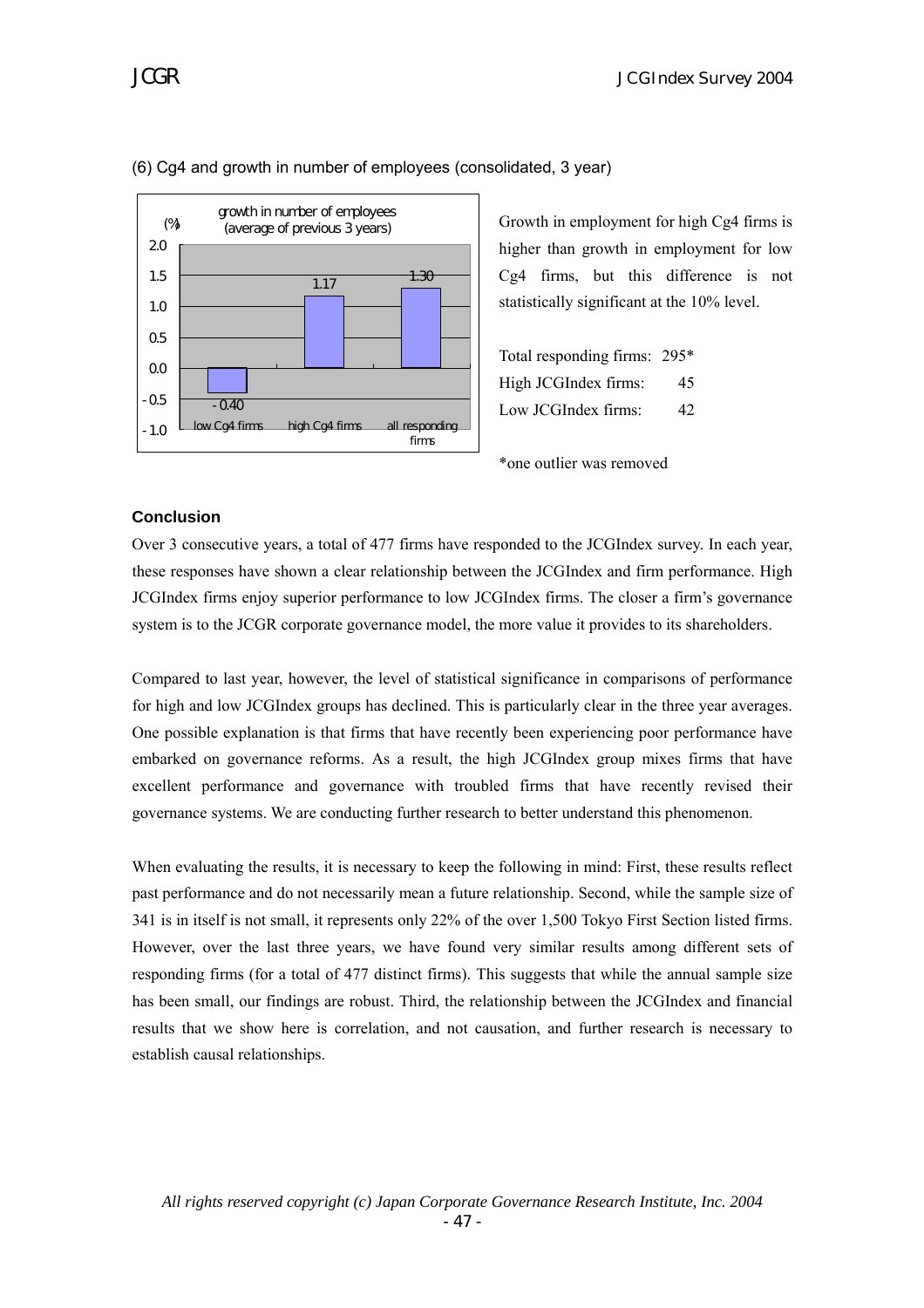(6) Cg4 and growth in number of employees (consolidated, 3 year)

growth in number of employees (average of previous 3 years)

| | low Cg4 firms | high Cg4 firms | all responding firms |
|---|---|---|---|
| (%) | -0.40 | 1.17 | 1.30 |

Growth in employment for high Cg4 firms is higher than growth in employment for low Cg4 firms, but this difference is not statistically significant at the 10% level.

| | |
|---|---|
| Total responding firms: | 295* |
| High JCGIndex firms: | 45 |
| Low JCGIndex firms: | 42 |

*one outlier was removed

### Conclusion

Over 3 consecutive years, a total of 477 firms have responded to the JCGIndex survey. In each year, these responses have shown a clear relationship between the JCGIndex and firm performance. High JCGIndex firms enjoy superior performance to low JCGIndex firms. The closer a firm's governance system is to the JCGR corporate governance model, the more value it provides to its shareholders.

Compared to last year, however, the level of statistical significance in comparisons of performance for high and low JCGIndex groups has declined. This is particularly clear in the three year averages. One possible explanation is that firms that have recently been experiencing poor performance have embarked on governance reforms. As a result, the high JCGIndex group mixes firms that have excellent performance and governance with troubled firms that have recently revised their governance systems. We are conducting further research to better understand this phenomenon.

When evaluating the results, it is necessary to keep the following in mind: First, these results reflect past performance and do not necessarily mean a future relationship. Second, while the sample size of 341 is in itself is not small, it represents only 22% of the over 1,500 Tokyo First Section listed firms. However, over the last three years, we have found very similar results among different sets of responding firms (for a total of 477 distinct firms). This suggests that while the annual sample size has been small, our findings are robust. Third, the relationship between the JCGIndex and financial results that we show here is correlation, and not causation, and further research is necessary to establish causal relationships.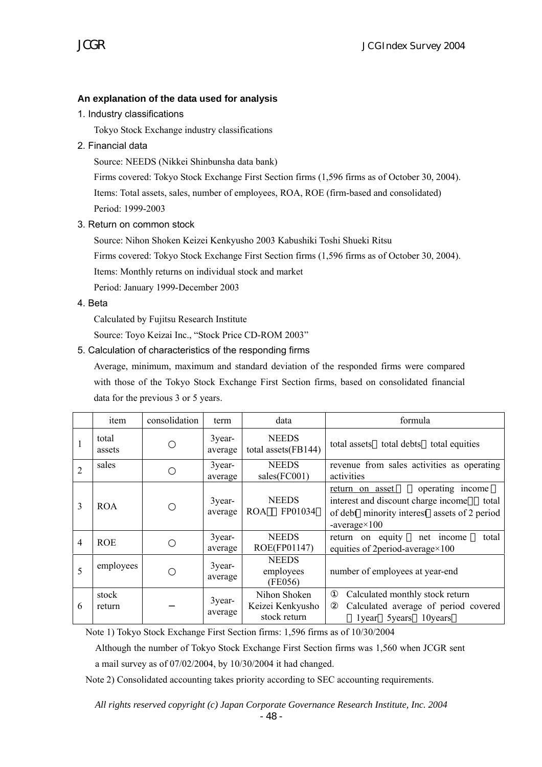**An explanation of the data used for analysis**

1. Industry classifications

   Tokyo Stock Exchange industry classifications

2. Financial data

   Source: NEEDS (Nikkei Shinbunsha data bank)

   Firms covered: Tokyo Stock Exchange First Section firms (1,596 firms as of October 30, 2004).

   Items: Total assets, sales, number of employees, ROA, ROE (firm-based and consolidated)

   Period: 1999-2003

3. Return on common stock

   Source: Nihon Shoken Keizei Kenkyusho 2003 Kabushiki Toshi Shueki Ritsu

   Firms covered: Tokyo Stock Exchange First Section firms (1,596 firms as of October 30, 2004).

   Items: Monthly returns on individual stock and market

   Period: January 1999-December 2003

4. Beta

   Calculated by Fujitsu Research Institute

   Source: Toyo Keizai Inc., "Stock Price CD-ROM 2003"

5. Calculation of characteristics of the responding firms

   Average, minimum, maximum and standard deviation of the responded firms were compared with those of the Tokyo Stock Exchange First Section firms, based on consolidated financial data for the previous 3 or 5 years.

| | item | consolidation | term | data | formula |
|---|---|---|---|---|---|
| 1 | total assets | ○ | 3year-average | NEEDS total assets(FB144) | total assets＝total debts＋total equities |
| 2 | sales | ○ | 3year-average | NEEDS sales(FC001) | revenue from sales activities as operating activities |
| 3 | ROA | ○ | 3year-average | NEEDS ROA（FP01034） | return on asset＝（operating income＋interest and discount charge income）／total of debt＋minority interest＋assets of 2 period -average×100 |
| 4 | ROE | ○ | 3year-average | NEEDS ROE(FP01147) | return on equity＝net income／total equities of 2period-average×100 |
| 5 | employees | ○ | 3year-average | NEEDS employees (FE056) | number of employees at year-end |
| 6 | stock return | − | 3year-average | Nihon Shoken Keizei Kenkyusho stock return | ① Calculated monthly stock return<br>② Calculated average of period covered（1year，5years，10years） |

Note 1) Tokyo Stock Exchange First Section firms: 1,596 firms as of 10/30/2004

Although the number of Tokyo Stock Exchange First Section firms was 1,560 when JCGR sent a mail survey as of 07/02/2004, by 10/30/2004 it had changed.

Note 2) Consolidated accounting takes priority according to SEC accounting requirements.

*All rights reserved copyright (c) Japan Corporate Governance Research Institute, Inc. 2004*